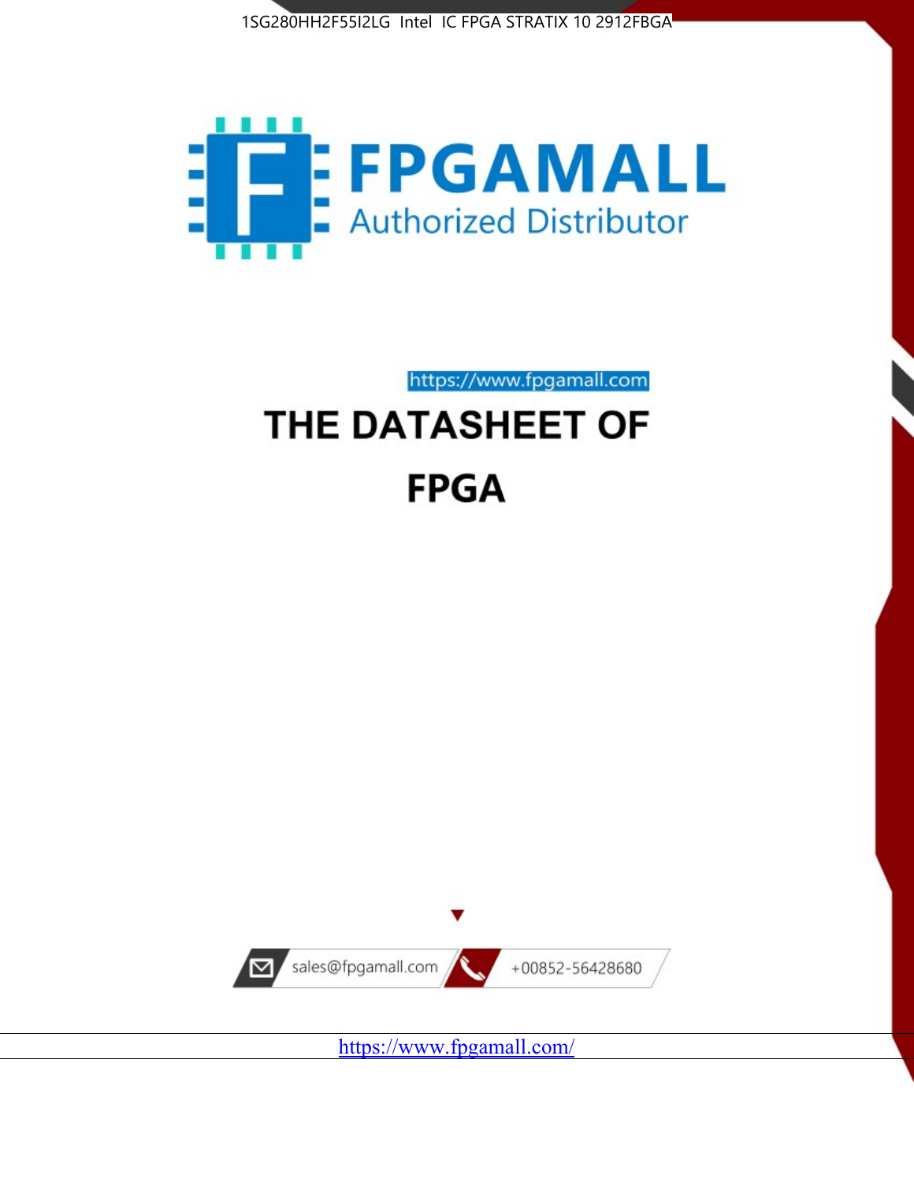1SG280HH2F55I2LG Intel IC FPGA STRATIX 10 2912FBGA

FPGAMALL

Authorized Distributor

https://www.fpgamall.com

# THE DATASHEET OF

# FPGA

sales@fpgamall.com

+00852-56428680

https://www.fpgamall.com/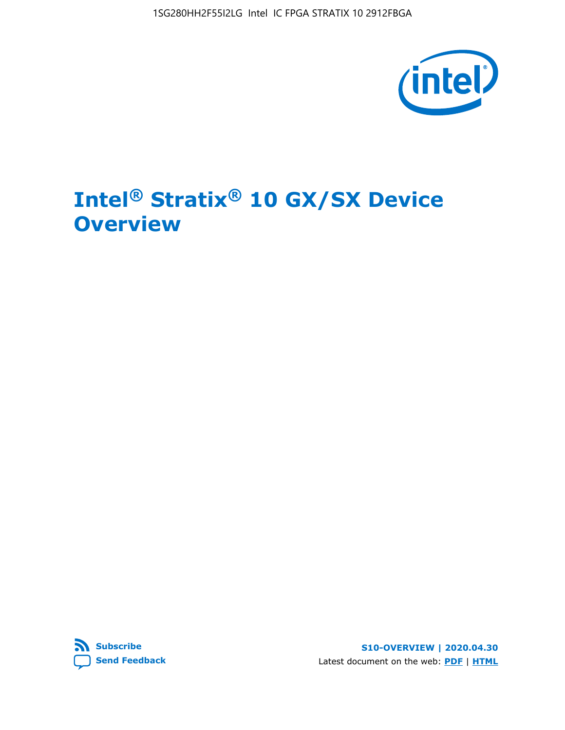# Intel® Stratix® 10 GX/SX Device Overview

Subscribe

Send Feedback

S10-OVERVIEW | 2020.04.30

Latest document on the web: PDF | HTML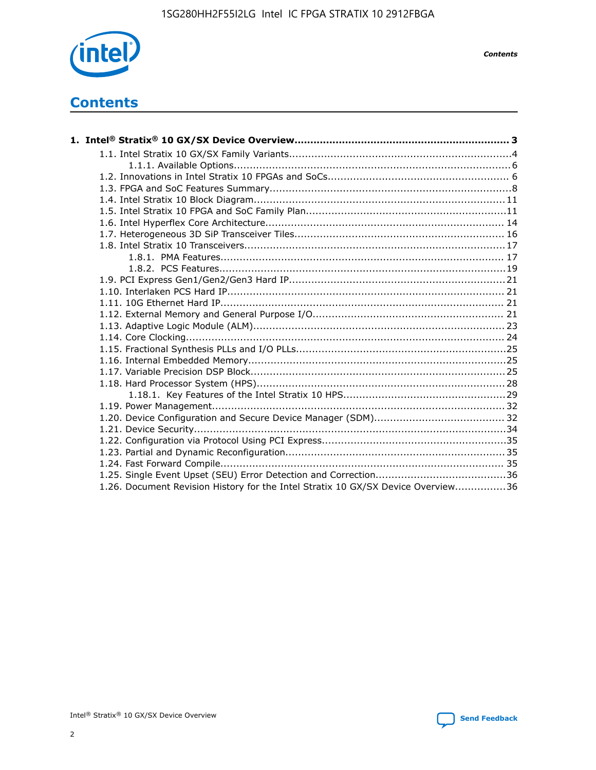# Contents

**1. Intel® Stratix® 10 GX/SX Device Overview....................................................................3**

- 1.1. Intel Stratix 10 GX/SX Family Variants.....................................................................4
    - 1.1.1. Available Options.......................................................................................6
- 1.2. Innovations in Intel Stratix 10 FPGAs and SoCs........................................................6
- 1.3. FPGA and SoC Features Summary............................................................................8
- 1.4. Intel Stratix 10 Block Diagram................................................................................11
- 1.5. Intel Stratix 10 FPGA and SoC Family Plan...............................................................11
- 1.6. Intel Hyperflex Core Architecture.............................................................................14
- 1.7. Heterogeneous 3D SiP Transceiver Tiles...................................................................16
- 1.8. Intel Stratix 10 Transceivers...................................................................................17
    - 1.8.1. PMA Features...........................................................................................17
    - 1.8.2. PCS Features............................................................................................19
- 1.9. PCI Express Gen1/Gen2/Gen3 Hard IP.....................................................................21
- 1.10. Interlaken PCS Hard IP.........................................................................................21
- 1.11. 10G Ethernet Hard IP...........................................................................................21
- 1.12. External Memory and General Purpose I/O.............................................................21
- 1.13. Adaptive Logic Module (ALM)................................................................................23
- 1.14. Core Clocking......................................................................................................24
- 1.15. Fractional Synthesis PLLs and I/O PLLs..................................................................25
- 1.16. Internal Embedded Memory..................................................................................25
- 1.17. Variable Precision DSP Block.................................................................................25
- 1.18. Hard Processor System (HPS)...............................................................................28
    - 1.18.1. Key Features of the Intel Stratix 10 HPS..................................................29
- 1.19. Power Management.............................................................................................32
- 1.20. Device Configuration and Secure Device Manager (SDM)..........................................32
- 1.21. Device Security...................................................................................................34
- 1.22. Configuration via Protocol Using PCI Express...........................................................35
- 1.23. Partial and Dynamic Reconfiguration......................................................................35
- 1.24. Fast Forward Compile..........................................................................................35
- 1.25. Single Event Upset (SEU) Error Detection and Correction.........................................36
- 1.26. Document Revision History for the Intel Stratix 10 GX/SX Device Overview................36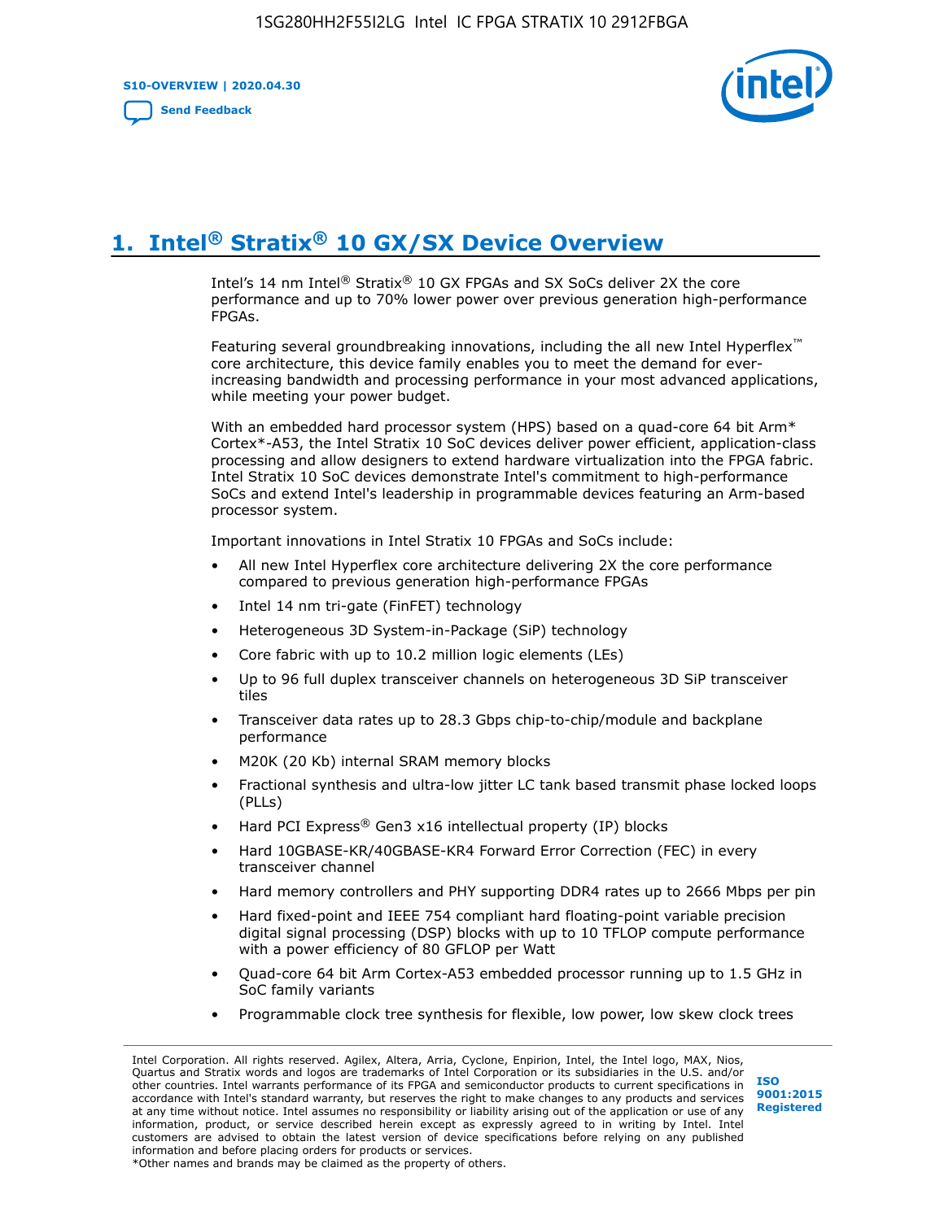# 1. Intel® Stratix® 10 GX/SX Device Overview

Intel's 14 nm Intel® Stratix® 10 GX FPGAs and SX SoCs deliver 2X the core performance and up to 70% lower power over previous generation high-performance FPGAs.

Featuring several groundbreaking innovations, including the all new Intel Hyperflex™ core architecture, this device family enables you to meet the demand for ever-increasing bandwidth and processing performance in your most advanced applications, while meeting your power budget.

With an embedded hard processor system (HPS) based on a quad-core 64 bit Arm* Cortex*-A53, the Intel Stratix 10 SoC devices deliver power efficient, application-class processing and allow designers to extend hardware virtualization into the FPGA fabric. Intel Stratix 10 SoC devices demonstrate Intel's commitment to high-performance SoCs and extend Intel's leadership in programmable devices featuring an Arm-based processor system.

Important innovations in Intel Stratix 10 FPGAs and SoCs include:

- All new Intel Hyperflex core architecture delivering 2X the core performance compared to previous generation high-performance FPGAs
- Intel 14 nm tri-gate (FinFET) technology
- Heterogeneous 3D System-in-Package (SiP) technology
- Core fabric with up to 10.2 million logic elements (LEs)
- Up to 96 full duplex transceiver channels on heterogeneous 3D SiP transceiver tiles
- Transceiver data rates up to 28.3 Gbps chip-to-chip/module and backplane performance
- M20K (20 Kb) internal SRAM memory blocks
- Fractional synthesis and ultra-low jitter LC tank based transmit phase locked loops (PLLs)
- Hard PCI Express® Gen3 x16 intellectual property (IP) blocks
- Hard 10GBASE-KR/40GBASE-KR4 Forward Error Correction (FEC) in every transceiver channel
- Hard memory controllers and PHY supporting DDR4 rates up to 2666 Mbps per pin
- Hard fixed-point and IEEE 754 compliant hard floating-point variable precision digital signal processing (DSP) blocks with up to 10 TFLOP compute performance with a power efficiency of 80 GFLOP per Watt
- Quad-core 64 bit Arm Cortex-A53 embedded processor running up to 1.5 GHz in SoC family variants
- Programmable clock tree synthesis for flexible, low power, low skew clock trees

Intel Corporation. All rights reserved. Agilex, Altera, Arria, Cyclone, Enpirion, Intel, the Intel logo, MAX, Nios, Quartus and Stratix words and logos are trademarks of Intel Corporation or its subsidiaries in the U.S. and/or other countries. Intel warrants performance of its FPGA and semiconductor products to current specifications in accordance with Intel's standard warranty, but reserves the right to make changes to any products and services at any time without notice. Intel assumes no responsibility or liability arising out of the application or use of any information, product, or service described herein except as expressly agreed to in writing by Intel. Intel customers are advised to obtain the latest version of device specifications before relying on any published information and before placing orders for products or services.
*Other names and brands may be claimed as the property of others.

ISO 9001:2015 Registered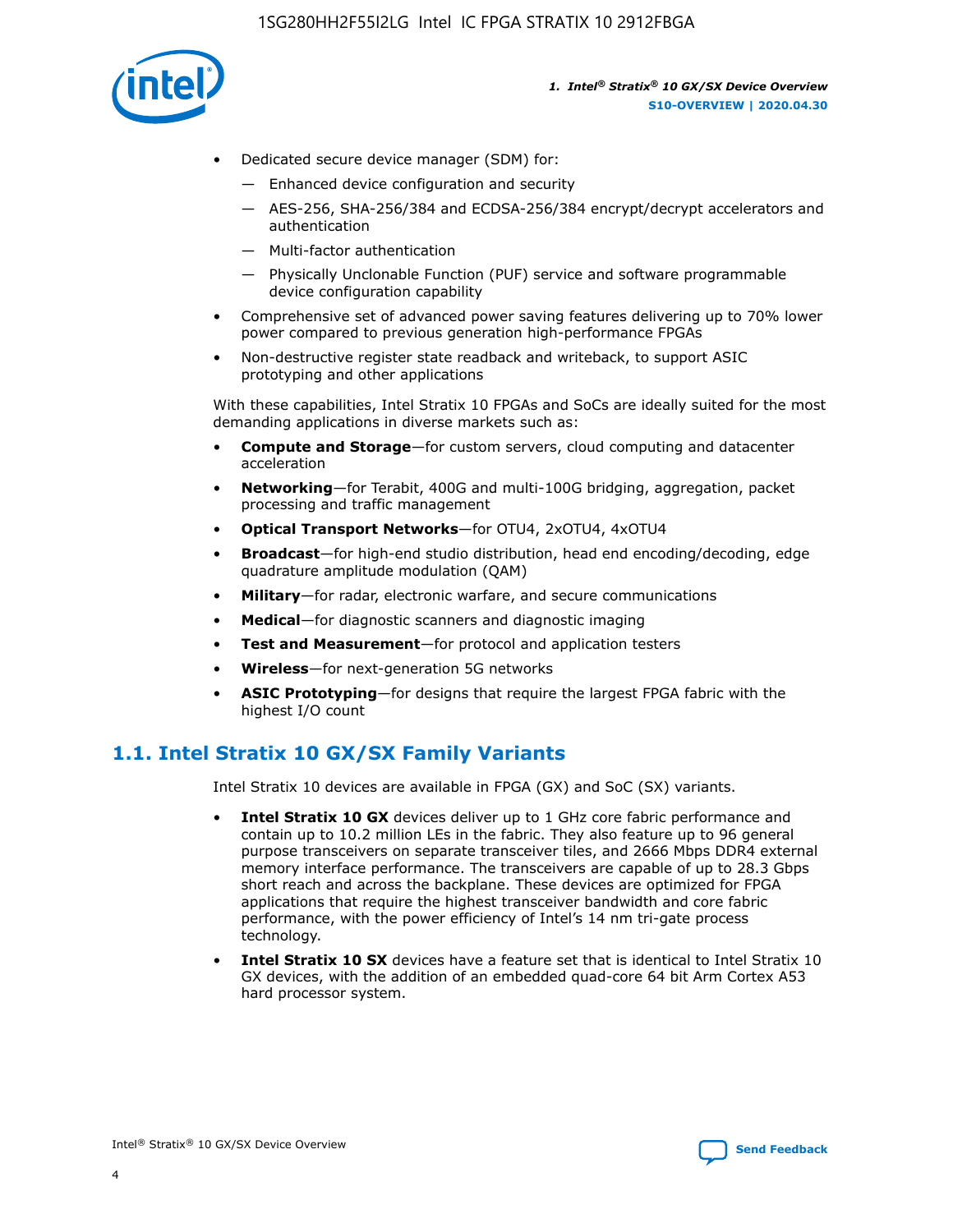- Dedicated secure device manager (SDM) for:
  - Enhanced device configuration and security
  - AES-256, SHA-256/384 and ECDSA-256/384 encrypt/decrypt accelerators and authentication
  - Multi-factor authentication
  - Physically Unclonable Function (PUF) service and software programmable device configuration capability
- Comprehensive set of advanced power saving features delivering up to 70% lower power compared to previous generation high-performance FPGAs
- Non-destructive register state readback and writeback, to support ASIC prototyping and other applications

With these capabilities, Intel Stratix 10 FPGAs and SoCs are ideally suited for the most demanding applications in diverse markets such as:

- **Compute and Storage**—for custom servers, cloud computing and datacenter acceleration
- **Networking**—for Terabit, 400G and multi-100G bridging, aggregation, packet processing and traffic management
- **Optical Transport Networks**—for OTU4, 2xOTU4, 4xOTU4
- **Broadcast**—for high-end studio distribution, head end encoding/decoding, edge quadrature amplitude modulation (QAM)
- **Military**—for radar, electronic warfare, and secure communications
- **Medical**—for diagnostic scanners and diagnostic imaging
- **Test and Measurement**—for protocol and application testers
- **Wireless**—for next-generation 5G networks
- **ASIC Prototyping**—for designs that require the largest FPGA fabric with the highest I/O count

## 1.1. Intel Stratix 10 GX/SX Family Variants

Intel Stratix 10 devices are available in FPGA (GX) and SoC (SX) variants.

- **Intel Stratix 10 GX** devices deliver up to 1 GHz core fabric performance and contain up to 10.2 million LEs in the fabric. They also feature up to 96 general purpose transceivers on separate transceiver tiles, and 2666 Mbps DDR4 external memory interface performance. The transceivers are capable of up to 28.3 Gbps short reach and across the backplane. These devices are optimized for FPGA applications that require the highest transceiver bandwidth and core fabric performance, with the power efficiency of Intel's 14 nm tri-gate process technology.
- **Intel Stratix 10 SX** devices have a feature set that is identical to Intel Stratix 10 GX devices, with the addition of an embedded quad-core 64 bit Arm Cortex A53 hard processor system.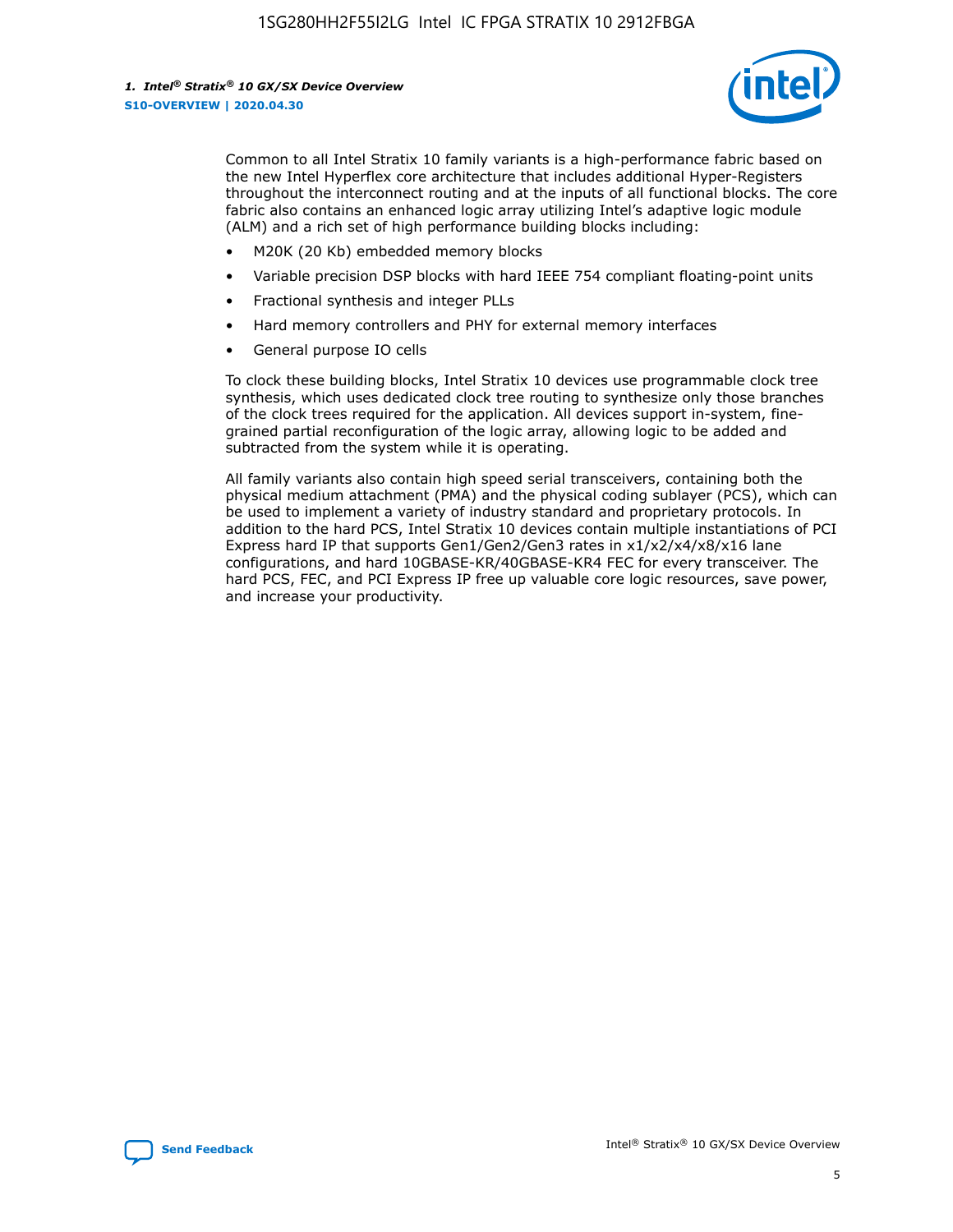Common to all Intel Stratix 10 family variants is a high-performance fabric based on the new Intel Hyperflex core architecture that includes additional Hyper-Registers throughout the interconnect routing and at the inputs of all functional blocks. The core fabric also contains an enhanced logic array utilizing Intel's adaptive logic module (ALM) and a rich set of high performance building blocks including:

- M20K (20 Kb) embedded memory blocks
- Variable precision DSP blocks with hard IEEE 754 compliant floating-point units
- Fractional synthesis and integer PLLs
- Hard memory controllers and PHY for external memory interfaces
- General purpose IO cells

To clock these building blocks, Intel Stratix 10 devices use programmable clock tree synthesis, which uses dedicated clock tree routing to synthesize only those branches of the clock trees required for the application. All devices support in-system, fine-grained partial reconfiguration of the logic array, allowing logic to be added and subtracted from the system while it is operating.

All family variants also contain high speed serial transceivers, containing both the physical medium attachment (PMA) and the physical coding sublayer (PCS), which can be used to implement a variety of industry standard and proprietary protocols. In addition to the hard PCS, Intel Stratix 10 devices contain multiple instantiations of PCI Express hard IP that supports Gen1/Gen2/Gen3 rates in x1/x2/x4/x8/x16 lane configurations, and hard 10GBASE-KR/40GBASE-KR4 FEC for every transceiver. The hard PCS, FEC, and PCI Express IP free up valuable core logic resources, save power, and increase your productivity.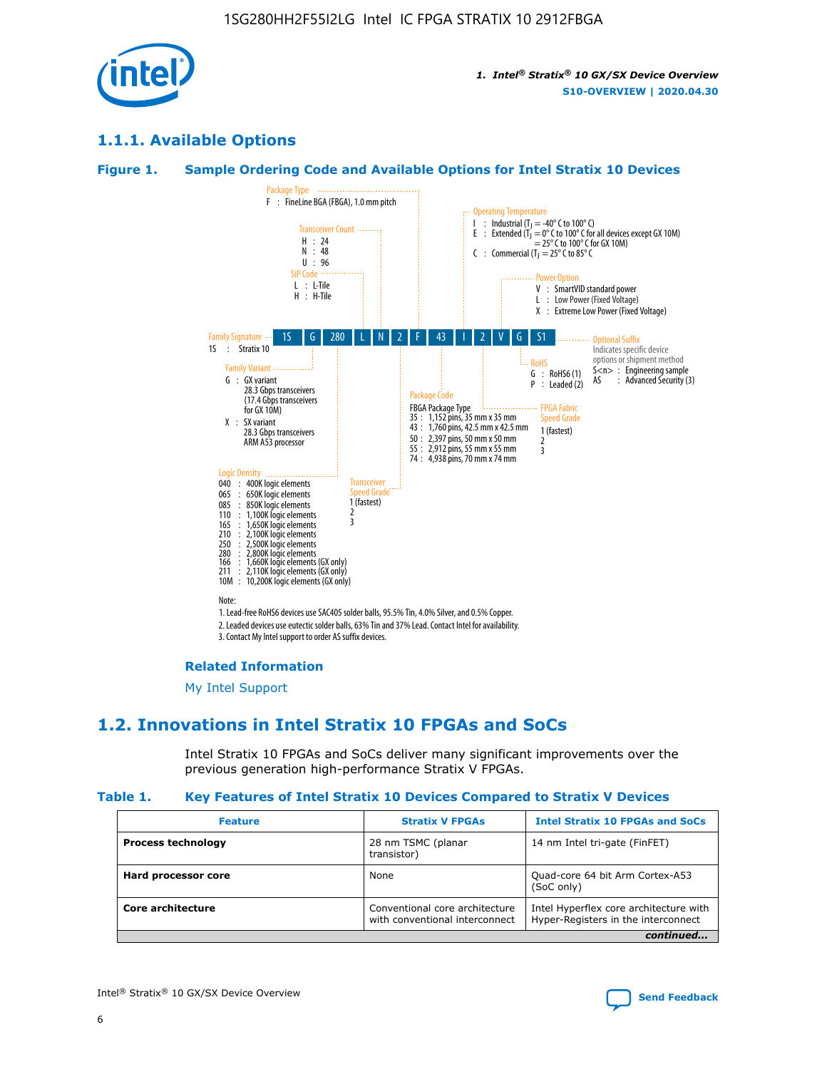## 1.1.1. Available Options

### Figure 1. Sample Ordering Code and Available Options for Intel Stratix 10 Devices

| 1S | G | 280 | L | N | 2 | F | 43 | I | 2 | V | G | S1 |
|---|---|---|---|---|---|---|---|---|---|---|---|---|

**Family Signature**
1S : Stratix 10

**Family Variant**
G : GX variant
28.3 Gbps transceivers
(17.4 Gbps transceivers for GX 10M)
X : SX variant
28.3 Gbps transceivers
ARM A53 processor

**Logic Density**
040 : 400K logic elements
065 : 650K logic elements
085 : 850K logic elements
110 : 1,100K logic elements
165 : 1,650K logic elements
210 : 2,100K logic elements
250 : 2,500K logic elements
280 : 2,800K logic elements
166 : 1,660K logic elements (GX only)
211 : 2,110K logic elements (GX only)
10M : 10,200K logic elements (GX only)

**SiP Code**
L : L-Tile
H : H-Tile

**Transceiver Count**
H : 24
N : 48
U : 96

**Transceiver Speed Grade**
1 (fastest)
2
3

**Package Type**
F : FineLine BGA (FBGA), 1.0 mm pitch

**Package Code**
FBGA Package Type
35 : 1,152 pins, 35 mm x 35 mm
43 : 1,760 pins, 42.5 mm x 42.5 mm
50 : 2,397 pins, 50 mm x 50 mm
55 : 2,912 pins, 55 mm x 55 mm
74 : 4,938 pins, 70 mm x 74 mm

**Operating Temperature**
I : Industrial ($T_J$ = -40° C to 100° C)
E : Extended ($T_J$ = 0° C to 100° C for all devices except GX 10M)
= 25° C to 100° C for GX 10M)
C : Commercial ($T_J$ = 25° C to 85° C

**FPGA Fabric Speed Grade**
1 (fastest)
2
3

**Power Option**
V : SmartVID standard power
L : Low Power (Fixed Voltage)
X : Extreme Low Power (Fixed Voltage)

**RoHS**
G : RoHS6 (1)
P : Leaded (2)

**Optional Suffix**
Indicates specific device options or shipment method
S<n> : Engineering sample
AS : Advanced Security (3)

Note:
1. Lead-free RoHS6 devices use SAC405 solder balls, 95.5% Tin, 4.0% Silver, and 0.5% Copper.
2. Leaded devices use eutectic solder balls, 63% Tin and 37% Lead. Contact Intel for availability.
3. Contact My Intel support to order AS suffix devices.

#### Related Information

My Intel Support

## 1.2. Innovations in Intel Stratix 10 FPGAs and SoCs

Intel Stratix 10 FPGAs and SoCs deliver many significant improvements over the previous generation high-performance Stratix V FPGAs.

### Table 1. Key Features of Intel Stratix 10 Devices Compared to Stratix V Devices

| Feature | Stratix V FPGAs | Intel Stratix 10 FPGAs and SoCs |
|---|---|---|
| **Process technology** | 28 nm TSMC (planar transistor) | 14 nm Intel tri-gate (FinFET) |
| **Hard processor core** | None | Quad-core 64 bit Arm Cortex-A53 (SoC only) |
| **Core architecture** | Conventional core architecture with conventional interconnect | Intel Hyperflex core architecture with Hyper-Registers in the interconnect |

*continued...*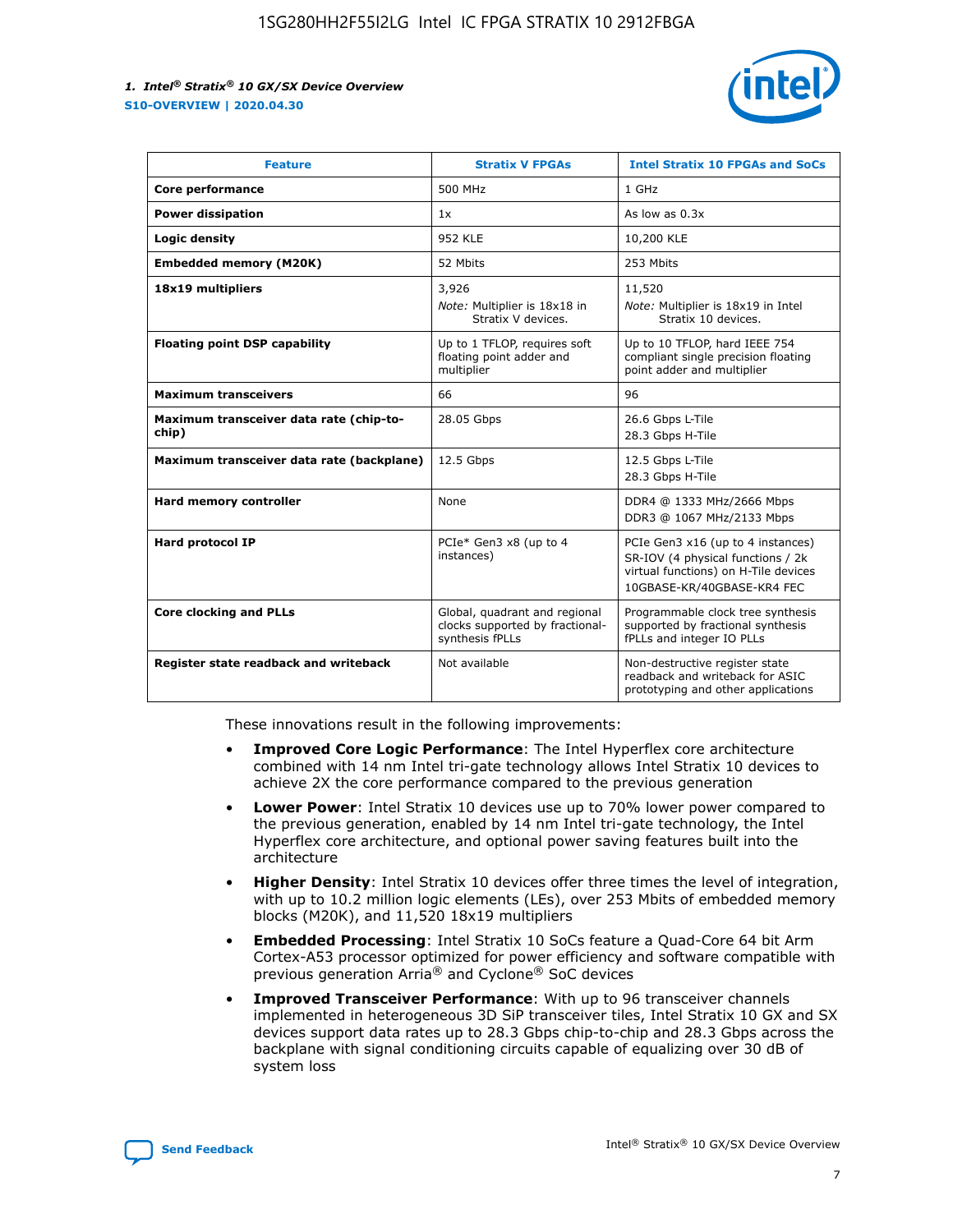| Feature | Stratix V FPGAs | Intel Stratix 10 FPGAs and SoCs |
| --- | --- | --- |
| **Core performance** | 500 MHz | 1 GHz |
| **Power dissipation** | 1x | As low as 0.3x |
| **Logic density** | 952 KLE | 10,200 KLE |
| **Embedded memory (M20K)** | 52 Mbits | 253 Mbits |
| **18x19 multipliers** | 3,926<br>*Note:* Multiplier is 18x18 in Stratix V devices. | 11,520<br>*Note:* Multiplier is 18x19 in Intel Stratix 10 devices. |
| **Floating point DSP capability** | Up to 1 TFLOP, requires soft floating point adder and multiplier | Up to 10 TFLOP, hard IEEE 754 compliant single precision floating point adder and multiplier |
| **Maximum transceivers** | 66 | 96 |
| **Maximum transceiver data rate (chip-to-chip)** | 28.05 Gbps | 26.6 Gbps L-Tile<br>28.3 Gbps H-Tile |
| **Maximum transceiver data rate (backplane)** | 12.5 Gbps | 12.5 Gbps L-Tile<br>28.3 Gbps H-Tile |
| **Hard memory controller** | None | DDR4 @ 1333 MHz/2666 Mbps<br>DDR3 @ 1067 MHz/2133 Mbps |
| **Hard protocol IP** | PCIe* Gen3 x8 (up to 4 instances) | PCIe Gen3 x16 (up to 4 instances)<br>SR-IOV (4 physical functions / 2k virtual functions) on H-Tile devices<br>10GBASE-KR/40GBASE-KR4 FEC |
| **Core clocking and PLLs** | Global, quadrant and regional clocks supported by fractional-synthesis fPLLs | Programmable clock tree synthesis supported by fractional synthesis fPLLs and integer IO PLLs |
| **Register state readback and writeback** | Not available | Non-destructive register state readback and writeback for ASIC prototyping and other applications |

These innovations result in the following improvements:

- **Improved Core Logic Performance**: The Intel Hyperflex core architecture combined with 14 nm Intel tri-gate technology allows Intel Stratix 10 devices to achieve 2X the core performance compared to the previous generation
- **Lower Power**: Intel Stratix 10 devices use up to 70% lower power compared to the previous generation, enabled by 14 nm Intel tri-gate technology, the Intel Hyperflex core architecture, and optional power saving features built into the architecture
- **Higher Density**: Intel Stratix 10 devices offer three times the level of integration, with up to 10.2 million logic elements (LEs), over 253 Mbits of embedded memory blocks (M20K), and 11,520 18x19 multipliers
- **Embedded Processing**: Intel Stratix 10 SoCs feature a Quad-Core 64 bit Arm Cortex-A53 processor optimized for power efficiency and software compatible with previous generation Arria® and Cyclone® SoC devices
- **Improved Transceiver Performance**: With up to 96 transceiver channels implemented in heterogeneous 3D SiP transceiver tiles, Intel Stratix 10 GX and SX devices support data rates up to 28.3 Gbps chip-to-chip and 28.3 Gbps across the backplane with signal conditioning circuits capable of equalizing over 30 dB of system loss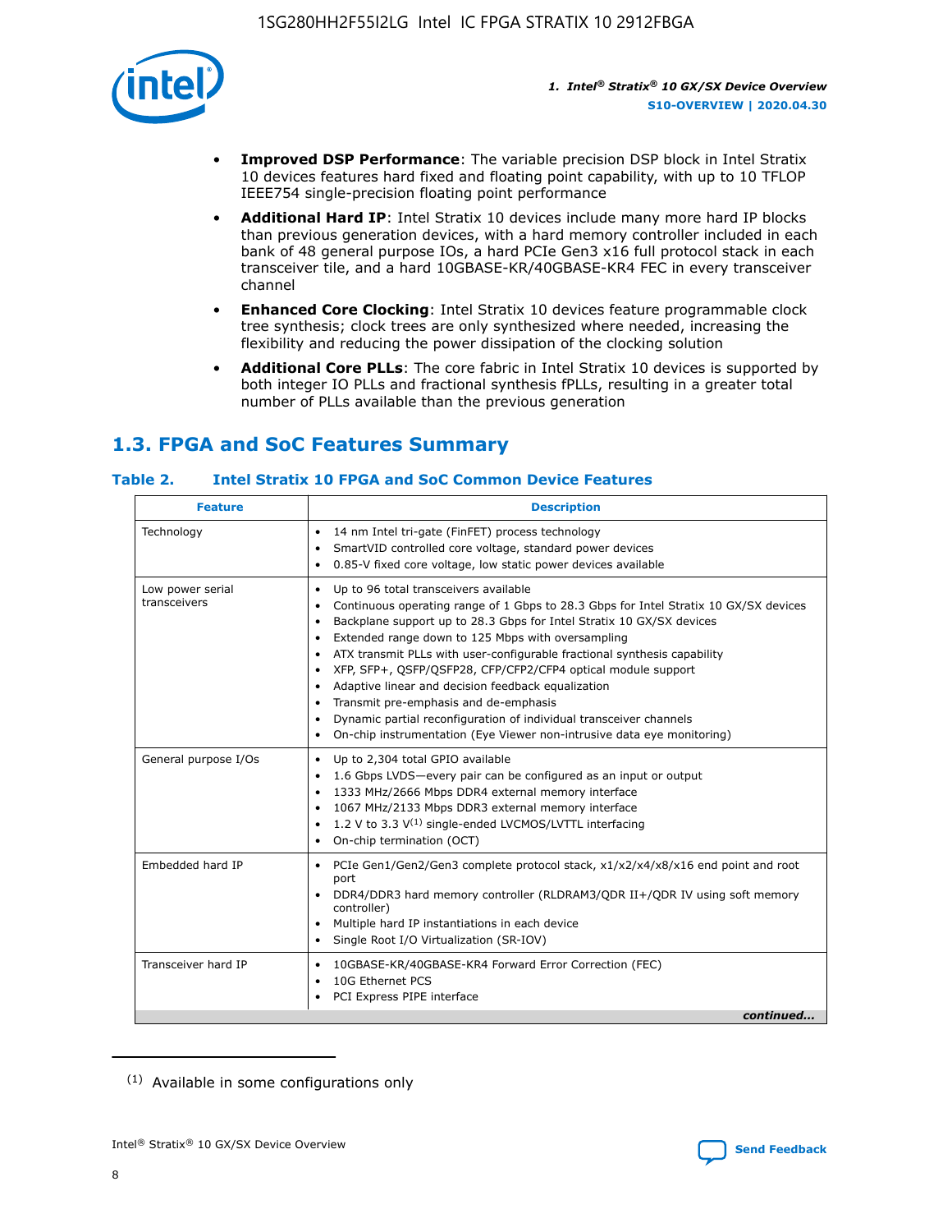- **Improved DSP Performance**: The variable precision DSP block in Intel Stratix 10 devices features hard fixed and floating point capability, with up to 10 TFLOP IEEE754 single-precision floating point performance
- **Additional Hard IP**: Intel Stratix 10 devices include many more hard IP blocks than previous generation devices, with a hard memory controller included in each bank of 48 general purpose IOs, a hard PCIe Gen3 x16 full protocol stack in each transceiver tile, and a hard 10GBASE-KR/40GBASE-KR4 FEC in every transceiver channel
- **Enhanced Core Clocking**: Intel Stratix 10 devices feature programmable clock tree synthesis; clock trees are only synthesized where needed, increasing the flexibility and reducing the power dissipation of the clocking solution
- **Additional Core PLLs**: The core fabric in Intel Stratix 10 devices is supported by both integer IO PLLs and fractional synthesis fPLLs, resulting in a greater total number of PLLs available than the previous generation

## 1.3. FPGA and SoC Features Summary

### Table 2. Intel Stratix 10 FPGA and SoC Common Device Features

| Feature | Description |
|---|---|
| Technology | • 14 nm Intel tri-gate (FinFET) process technology<br>• SmartVID controlled core voltage, standard power devices<br>• 0.85-V fixed core voltage, low static power devices available |
| Low power serial transceivers | • Up to 96 total transceivers available<br>• Continuous operating range of 1 Gbps to 28.3 Gbps for Intel Stratix 10 GX/SX devices<br>• Backplane support up to 28.3 Gbps for Intel Stratix 10 GX/SX devices<br>• Extended range down to 125 Mbps with oversampling<br>• ATX transmit PLLs with user-configurable fractional synthesis capability<br>• XFP, SFP+, QSFP/QSFP28, CFP/CFP2/CFP4 optical module support<br>• Adaptive linear and decision feedback equalization<br>• Transmit pre-emphasis and de-emphasis<br>• Dynamic partial reconfiguration of individual transceiver channels<br>• On-chip instrumentation (Eye Viewer non-intrusive data eye monitoring) |
| General purpose I/Os | • Up to 2,304 total GPIO available<br>• 1.6 Gbps LVDS—every pair can be configured as an input or output<br>• 1333 MHz/2666 Mbps DDR4 external memory interface<br>• 1067 MHz/2133 Mbps DDR3 external memory interface<br>• 1.2 V to 3.3 V[(1)] single-ended LVCMOS/LVTTL interfacing<br>• On-chip termination (OCT) |
| Embedded hard IP | • PCIe Gen1/Gen2/Gen3 complete protocol stack, x1/x2/x4/x8/x16 end point and root port<br>• DDR4/DDR3 hard memory controller (RLDRAM3/QDR II+/QDR IV using soft memory controller)<br>• Multiple hard IP instantiations in each device<br>• Single Root I/O Virtualization (SR-IOV) |
| Transceiver hard IP | • 10GBASE-KR/40GBASE-KR4 Forward Error Correction (FEC)<br>• 10G Ethernet PCS<br>• PCI Express PIPE interface |

*continued...*

(1) Available in some configurations only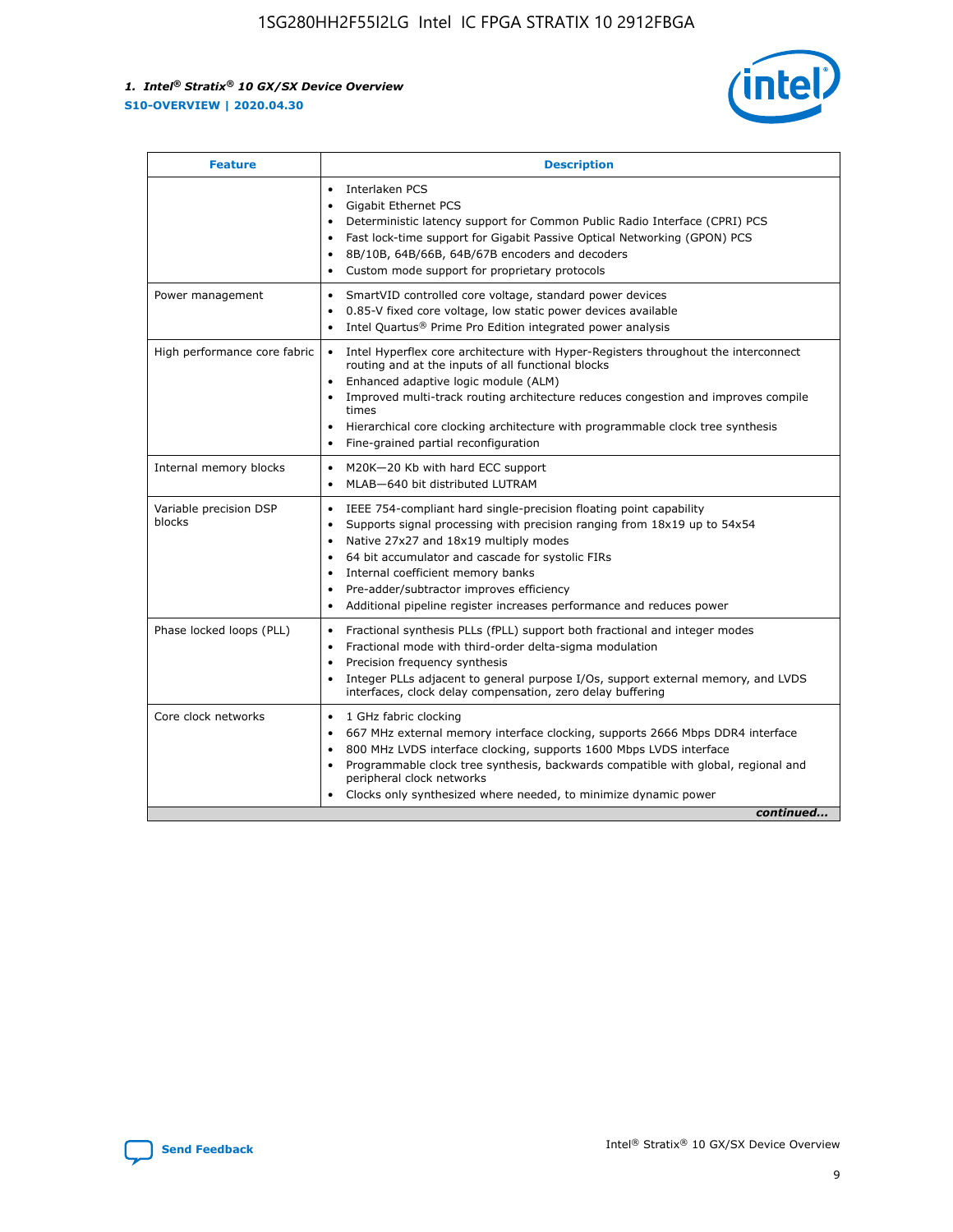| Feature | Description |
| --- | --- |
| | • Interlaken PCS<br>• Gigabit Ethernet PCS<br>• Deterministic latency support for Common Public Radio Interface (CPRI) PCS<br>• Fast lock-time support for Gigabit Passive Optical Networking (GPON) PCS<br>• 8B/10B, 64B/66B, 64B/67B encoders and decoders<br>• Custom mode support for proprietary protocols |
| Power management | • SmartVID controlled core voltage, standard power devices<br>• 0.85-V fixed core voltage, low static power devices available<br>• Intel Quartus® Prime Pro Edition integrated power analysis |
| High performance core fabric | • Intel Hyperflex core architecture with Hyper-Registers throughout the interconnect routing and at the inputs of all functional blocks<br>• Enhanced adaptive logic module (ALM)<br>• Improved multi-track routing architecture reduces congestion and improves compile times<br>• Hierarchical core clocking architecture with programmable clock tree synthesis<br>• Fine-grained partial reconfiguration |
| Internal memory blocks | • M20K—20 Kb with hard ECC support<br>• MLAB—640 bit distributed LUTRAM |
| Variable precision DSP blocks | • IEEE 754-compliant hard single-precision floating point capability<br>• Supports signal processing with precision ranging from 18x19 up to 54x54<br>• Native 27x27 and 18x19 multiply modes<br>• 64 bit accumulator and cascade for systolic FIRs<br>• Internal coefficient memory banks<br>• Pre-adder/subtractor improves efficiency<br>• Additional pipeline register increases performance and reduces power |
| Phase locked loops (PLL) | • Fractional synthesis PLLs (fPLL) support both fractional and integer modes<br>• Fractional mode with third-order delta-sigma modulation<br>• Precision frequency synthesis<br>• Integer PLLs adjacent to general purpose I/Os, support external memory, and LVDS interfaces, clock delay compensation, zero delay buffering |
| Core clock networks | • 1 GHz fabric clocking<br>• 667 MHz external memory interface clocking, supports 2666 Mbps DDR4 interface<br>• 800 MHz LVDS interface clocking, supports 1600 Mbps LVDS interface<br>• Programmable clock tree synthesis, backwards compatible with global, regional and peripheral clock networks<br>• Clocks only synthesized where needed, to minimize dynamic power |

*continued...*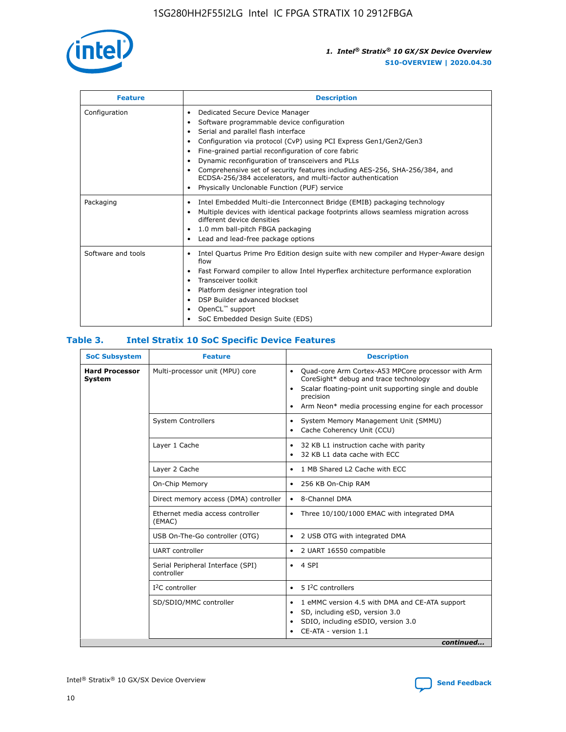| Feature | Description |
| --- | --- |
| Configuration | • Dedicated Secure Device Manager<br>• Software programmable device configuration<br>• Serial and parallel flash interface<br>• Configuration via protocol (CvP) using PCI Express Gen1/Gen2/Gen3<br>• Fine-grained partial reconfiguration of core fabric<br>• Dynamic reconfiguration of transceivers and PLLs<br>• Comprehensive set of security features including AES-256, SHA-256/384, and ECDSA-256/384 accelerators, and multi-factor authentication<br>• Physically Unclonable Function (PUF) service |
| Packaging | • Intel Embedded Multi-die Interconnect Bridge (EMIB) packaging technology<br>• Multiple devices with identical package footprints allows seamless migration across different device densities<br>• 1.0 mm ball-pitch FBGA packaging<br>• Lead and lead-free package options |
| Software and tools | • Intel Quartus Prime Pro Edition design suite with new compiler and Hyper-Aware design flow<br>• Fast Forward compiler to allow Intel Hyperflex architecture performance exploration<br>• Transceiver toolkit<br>• Platform designer integration tool<br>• DSP Builder advanced blockset<br>• OpenCL™ support<br>• SoC Embedded Design Suite (EDS) |

## Table 3. Intel Stratix 10 SoC Specific Device Features

| SoC Subsystem | Feature | Description |
| --- | --- | --- |
| **Hard Processor System** | Multi-processor unit (MPU) core | • Quad-core Arm Cortex-A53 MPCore processor with Arm CoreSight* debug and trace technology<br>• Scalar floating-point unit supporting single and double precision<br>• Arm Neon* media processing engine for each processor |
| | System Controllers | • System Memory Management Unit (SMMU)<br>• Cache Coherency Unit (CCU) |
| | Layer 1 Cache | • 32 KB L1 instruction cache with parity<br>• 32 KB L1 data cache with ECC |
| | Layer 2 Cache | • 1 MB Shared L2 Cache with ECC |
| | On-Chip Memory | • 256 KB On-Chip RAM |
| | Direct memory access (DMA) controller | • 8-Channel DMA |
| | Ethernet media access controller (EMAC) | • Three 10/100/1000 EMAC with integrated DMA |
| | USB On-The-Go controller (OTG) | • 2 USB OTG with integrated DMA |
| | UART controller | • 2 UART 16550 compatible |
| | Serial Peripheral Interface (SPI) controller | • 4 SPI |
| | I²C controller | • 5 I²C controllers |
| | SD/SDIO/MMC controller | • 1 eMMC version 4.5 with DMA and CE-ATA support<br>• SD, including eSD, version 3.0<br>• SDIO, including eSDIO, version 3.0<br>• CE-ATA - version 1.1 |

*continued...*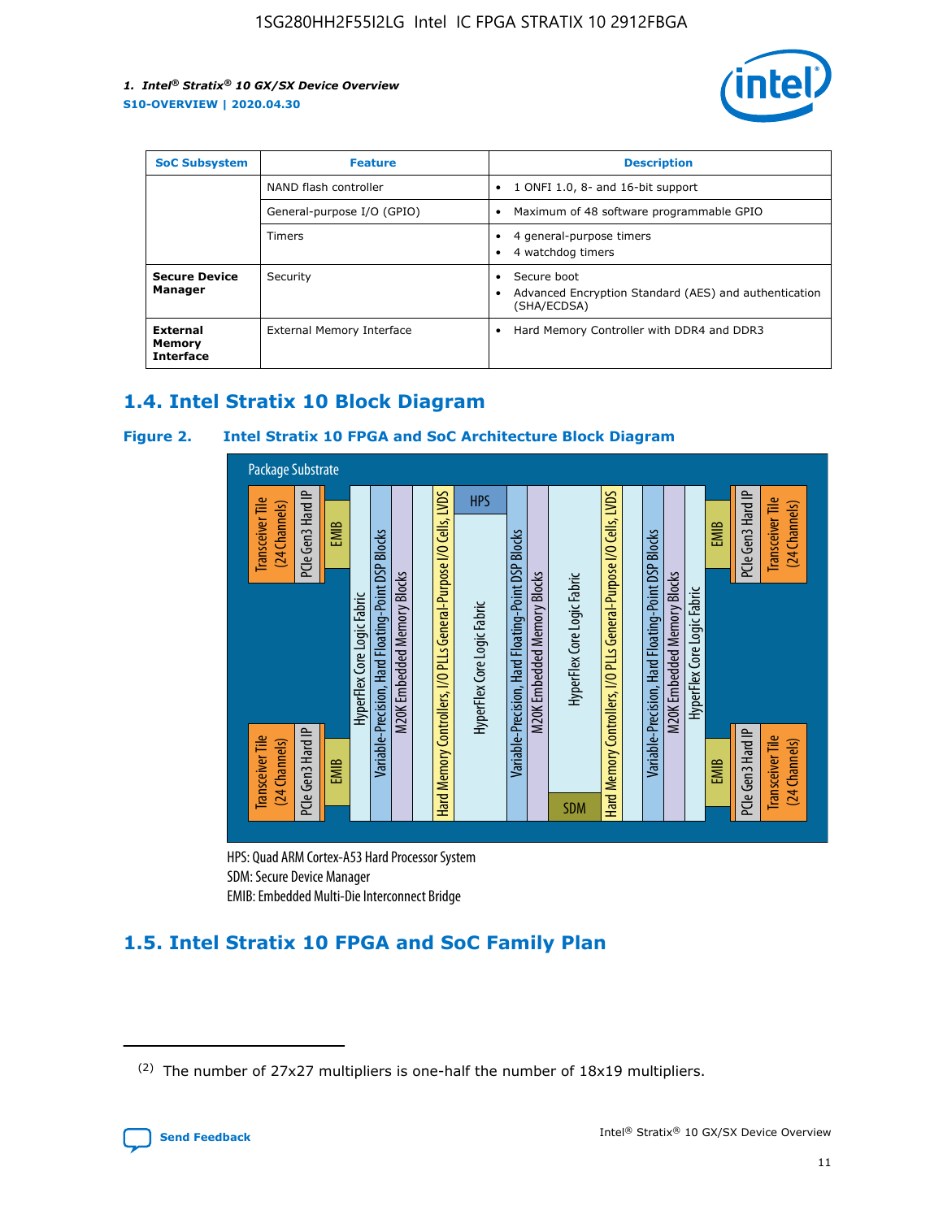| SoC Subsystem | Feature | Description |
| --- | --- | --- |
| | NAND flash controller | • 1 ONFI 1.0, 8- and 16-bit support |
| | General-purpose I/O (GPIO) | • Maximum of 48 software programmable GPIO |
| | Timers | • 4 general-purpose timers<br>• 4 watchdog timers |
| **Secure Device Manager** | Security | • Secure boot<br>• Advanced Encryption Standard (AES) and authentication (SHA/ECDSA) |
| **External Memory Interface** | External Memory Interface | • Hard Memory Controller with DDR4 and DDR3 |

## 1.4. Intel Stratix 10 Block Diagram

**Figure 2. Intel Stratix 10 FPGA and SoC Architecture Block Diagram**

Package Substrate

Transceiver Tile (24 Channels) | PCIe Gen3 Hard IP | EMIB | HyperFlex Core Logic Fabric | Variable-Precision, Hard Floating-Point DSP Blocks | M20K Embedded Memory Blocks | Hard Memory Controllers, I/O PLLs General-Purpose I/O Cells, LVDS | HPS | HyperFlex Core Logic Fabric | SDM | EMIB | PCIe Gen3 Hard IP | Transceiver Tile (24 Channels)

HPS: Quad ARM Cortex-A53 Hard Processor System
SDM: Secure Device Manager
EMIB: Embedded Multi-Die Interconnect Bridge

## 1.5. Intel Stratix 10 FPGA and SoC Family Plan

(2) The number of 27x27 multipliers is one-half the number of 18x19 multipliers.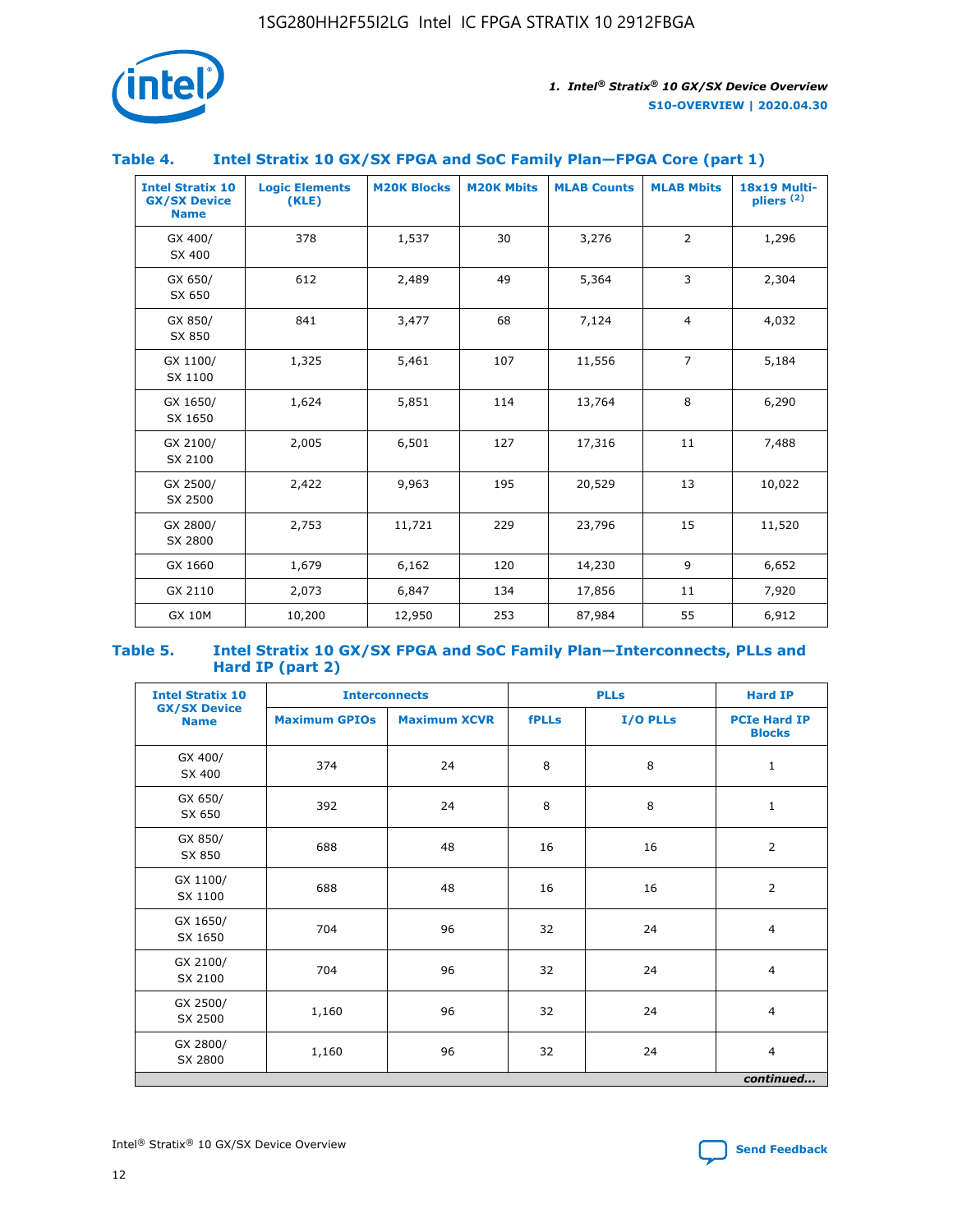### Table 4. Intel Stratix 10 GX/SX FPGA and SoC Family Plan—FPGA Core (part 1)

| Intel Stratix 10 GX/SX Device Name | Logic Elements (KLE) | M20K Blocks | M20K Mbits | MLAB Counts | MLAB Mbits | 18x19 Multi-pliers [(2)] |
|---|---|---|---|---|---|---|
| GX 400/ SX 400 | 378 | 1,537 | 30 | 3,276 | 2 | 1,296 |
| GX 650/ SX 650 | 612 | 2,489 | 49 | 5,364 | 3 | 2,304 |
| GX 850/ SX 850 | 841 | 3,477 | 68 | 7,124 | 4 | 4,032 |
| GX 1100/ SX 1100 | 1,325 | 5,461 | 107 | 11,556 | 7 | 5,184 |
| GX 1650/ SX 1650 | 1,624 | 5,851 | 114 | 13,764 | 8 | 6,290 |
| GX 2100/ SX 2100 | 2,005 | 6,501 | 127 | 17,316 | 11 | 7,488 |
| GX 2500/ SX 2500 | 2,422 | 9,963 | 195 | 20,529 | 13 | 10,022 |
| GX 2800/ SX 2800 | 2,753 | 11,721 | 229 | 23,796 | 15 | 11,520 |
| GX 1660 | 1,679 | 6,162 | 120 | 14,230 | 9 | 6,652 |
| GX 2110 | 2,073 | 6,847 | 134 | 17,856 | 11 | 7,920 |
| GX 10M | 10,200 | 12,950 | 253 | 87,984 | 55 | 6,912 |

### Table 5. Intel Stratix 10 GX/SX FPGA and SoC Family Plan—Interconnects, PLLs and Hard IP (part 2)

| Intel Stratix 10 GX/SX Device Name | Interconnects | | PLLs | | Hard IP |
|---|---|---|---|---|---|
| | Maximum GPIOs | Maximum XCVR | fPLLs | I/O PLLs | PCIe Hard IP Blocks |
| GX 400/ SX 400 | 374 | 24 | 8 | 8 | 1 |
| GX 650/ SX 650 | 392 | 24 | 8 | 8 | 1 |
| GX 850/ SX 850 | 688 | 48 | 16 | 16 | 2 |
| GX 1100/ SX 1100 | 688 | 48 | 16 | 16 | 2 |
| GX 1650/ SX 1650 | 704 | 96 | 32 | 24 | 4 |
| GX 2100/ SX 2100 | 704 | 96 | 32 | 24 | 4 |
| GX 2500/ SX 2500 | 1,160 | 96 | 32 | 24 | 4 |
| GX 2800/ SX 2800 | 1,160 | 96 | 32 | 24 | 4 |

*continued...*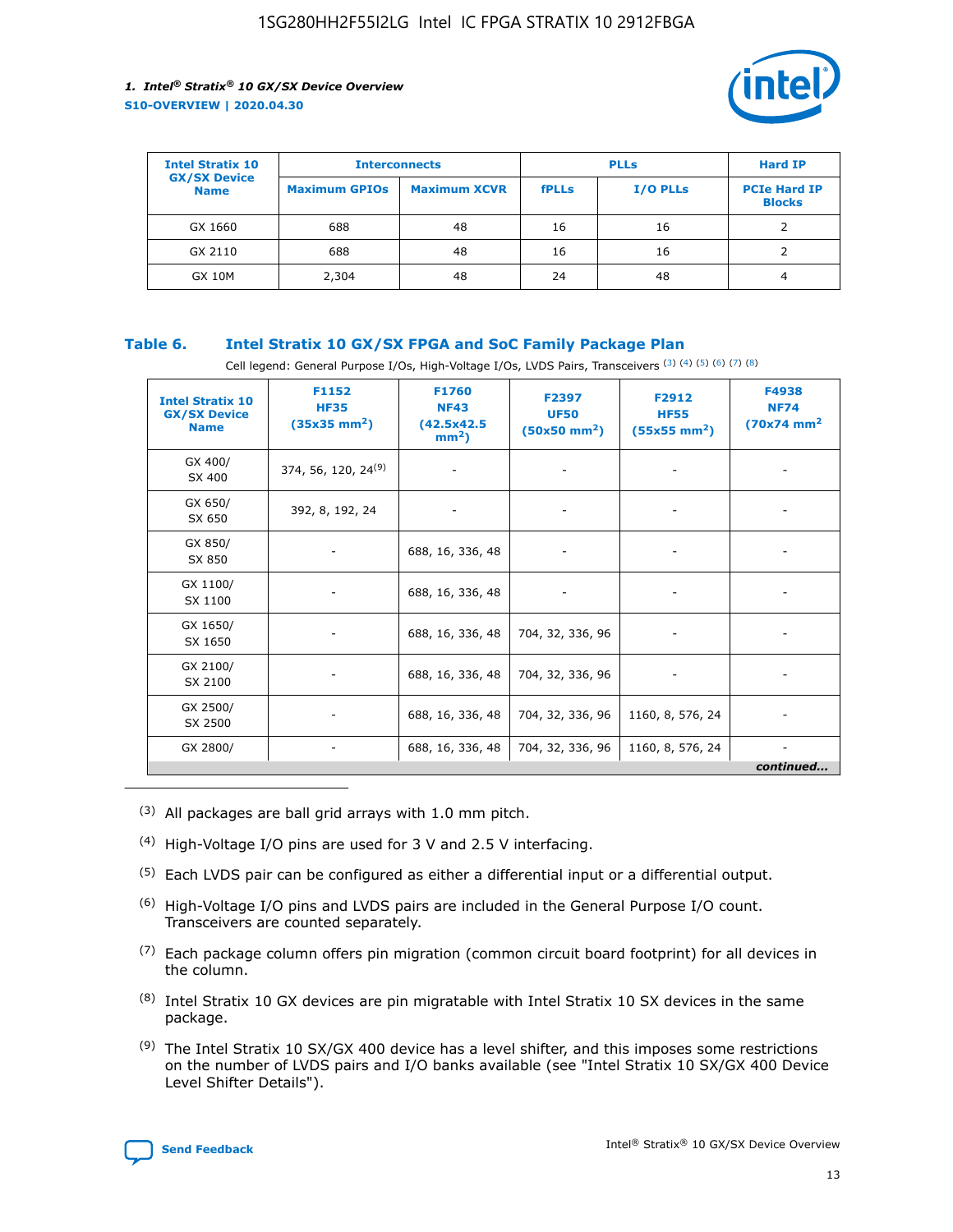| Intel Stratix 10 GX/SX Device Name | Interconnects | | PLLs | | Hard IP |
|---|---|---|---|---|---|
| | Maximum GPIOs | Maximum XCVR | fPLLs | I/O PLLs | PCIe Hard IP Blocks |
| GX 1660 | 688 | 48 | 16 | 16 | 2 |
| GX 2110 | 688 | 48 | 16 | 16 | 2 |
| GX 10M | 2,304 | 48 | 24 | 48 | 4 |

**Table 6. Intel Stratix 10 GX/SX FPGA and SoC Family Package Plan**

Cell legend: General Purpose I/Os, High-Voltage I/Os, LVDS Pairs, Transceivers (3) (4) (5) (6) (7) (8)

| Intel Stratix 10 GX/SX Device Name | F1152 HF35 (35x35 mm²) | F1760 NF43 (42.5x42.5 mm²) | F2397 UF50 (50x50 mm²) | F2912 HF55 (55x55 mm²) | F4938 NF74 (70x74 mm²) |
|---|---|---|---|---|---|
| GX 400/ SX 400 | 374, 56, 120, 24(9) | - | - | - | - |
| GX 650/ SX 650 | 392, 8, 192, 24 | - | - | - | - |
| GX 850/ SX 850 | - | 688, 16, 336, 48 | - | - | - |
| GX 1100/ SX 1100 | - | 688, 16, 336, 48 | - | - | - |
| GX 1650/ SX 1650 | - | 688, 16, 336, 48 | 704, 32, 336, 96 | - | - |
| GX 2100/ SX 2100 | - | 688, 16, 336, 48 | 704, 32, 336, 96 | - | - |
| GX 2500/ SX 2500 | - | 688, 16, 336, 48 | 704, 32, 336, 96 | 1160, 8, 576, 24 | - |
| GX 2800/ | - | 688, 16, 336, 48 | 704, 32, 336, 96 | 1160, 8, 576, 24 | - |

*continued...*

(3) All packages are ball grid arrays with 1.0 mm pitch.

(4) High-Voltage I/O pins are used for 3 V and 2.5 V interfacing.

(5) Each LVDS pair can be configured as either a differential input or a differential output.

(6) High-Voltage I/O pins and LVDS pairs are included in the General Purpose I/O count. Transceivers are counted separately.

(7) Each package column offers pin migration (common circuit board footprint) for all devices in the column.

(8) Intel Stratix 10 GX devices are pin migratable with Intel Stratix 10 SX devices in the same package.

(9) The Intel Stratix 10 SX/GX 400 device has a level shifter, and this imposes some restrictions on the number of LVDS pairs and I/O banks available (see "Intel Stratix 10 SX/GX 400 Device Level Shifter Details").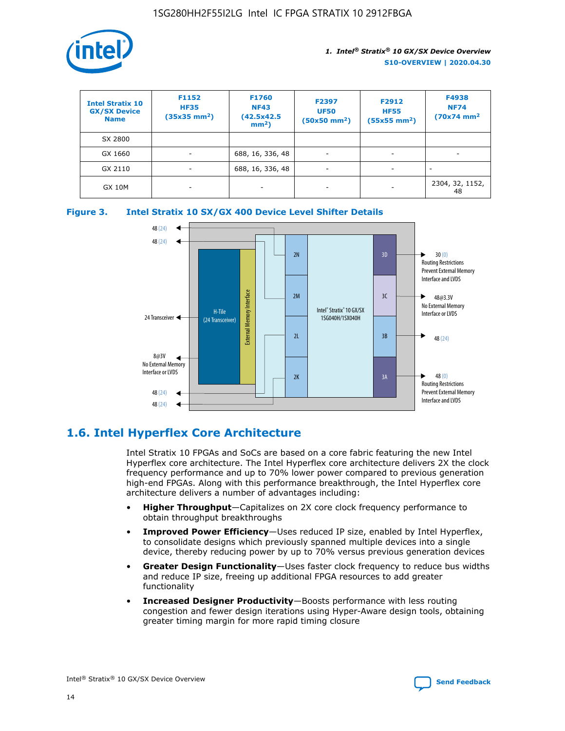| Intel Stratix 10 GX/SX Device Name | F1152 HF35 (35x35 mm²) | F1760 NF43 (42.5x42.5 mm²) | F2397 UF50 (50x50 mm²) | F2912 HF55 (55x55 mm²) | F4938 NF74 (70x74 mm² |
| --- | --- | --- | --- | --- | --- |
| SX 2800 | | | | | |
| GX 1660 | - | 688, 16, 336, 48 | - | - | - |
| GX 2110 | - | 688, 16, 336, 48 | - | - | - |
| GX 10M | - | - | - | - | 2304, 32, 1152, 48 |

**Figure 3. Intel Stratix 10 SX/GX 400 Device Level Shifter Details**

## 1.6. Intel Hyperflex Core Architecture

Intel Stratix 10 FPGAs and SoCs are based on a core fabric featuring the new Intel Hyperflex core architecture. The Intel Hyperflex core architecture delivers 2X the clock frequency performance and up to 70% lower power compared to previous generation high-end FPGAs. Along with this performance breakthrough, the Intel Hyperflex core architecture delivers a number of advantages including:

- **Higher Throughput**—Capitalizes on 2X core clock frequency performance to obtain throughput breakthroughs
- **Improved Power Efficiency**—Uses reduced IP size, enabled by Intel Hyperflex, to consolidate designs which previously spanned multiple devices into a single device, thereby reducing power by up to 70% versus previous generation devices
- **Greater Design Functionality**—Uses faster clock frequency to reduce bus widths and reduce IP size, freeing up additional FPGA resources to add greater functionality
- **Increased Designer Productivity**—Boosts performance with less routing congestion and fewer design iterations using Hyper-Aware design tools, obtaining greater timing margin for more rapid timing closure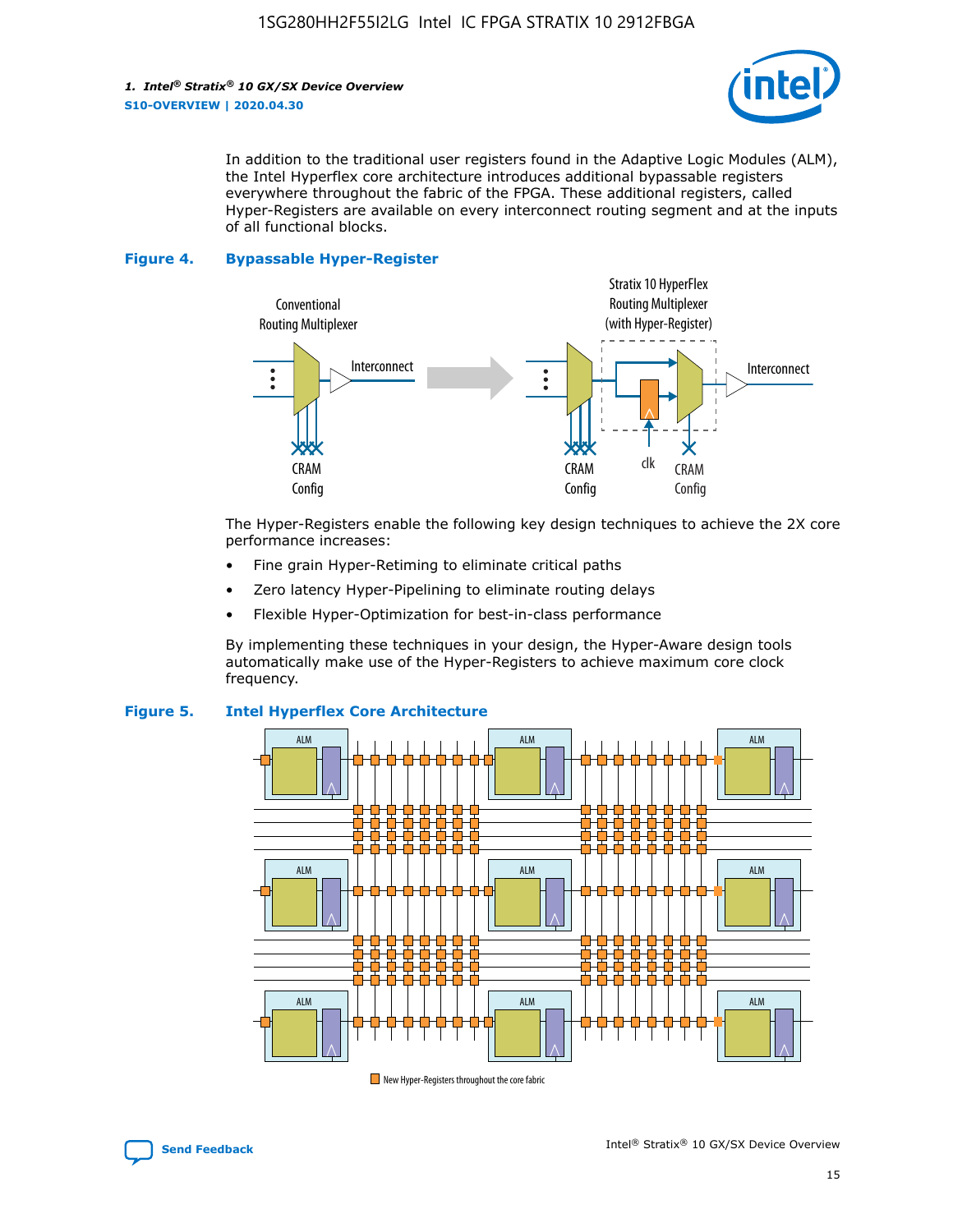In addition to the traditional user registers found in the Adaptive Logic Modules (ALM), the Intel Hyperflex core architecture introduces additional bypassable registers everywhere throughout the fabric of the FPGA. These additional registers, called Hyper-Registers are available on every interconnect routing segment and at the inputs of all functional blocks.

**Figure 4. Bypassable Hyper-Register**

The Hyper-Registers enable the following key design techniques to achieve the 2X core performance increases:

- Fine grain Hyper-Retiming to eliminate critical paths
- Zero latency Hyper-Pipelining to eliminate routing delays
- Flexible Hyper-Optimization for best-in-class performance

By implementing these techniques in your design, the Hyper-Aware design tools automatically make use of the Hyper-Registers to achieve maximum core clock frequency.

**Figure 5. Intel Hyperflex Core Architecture**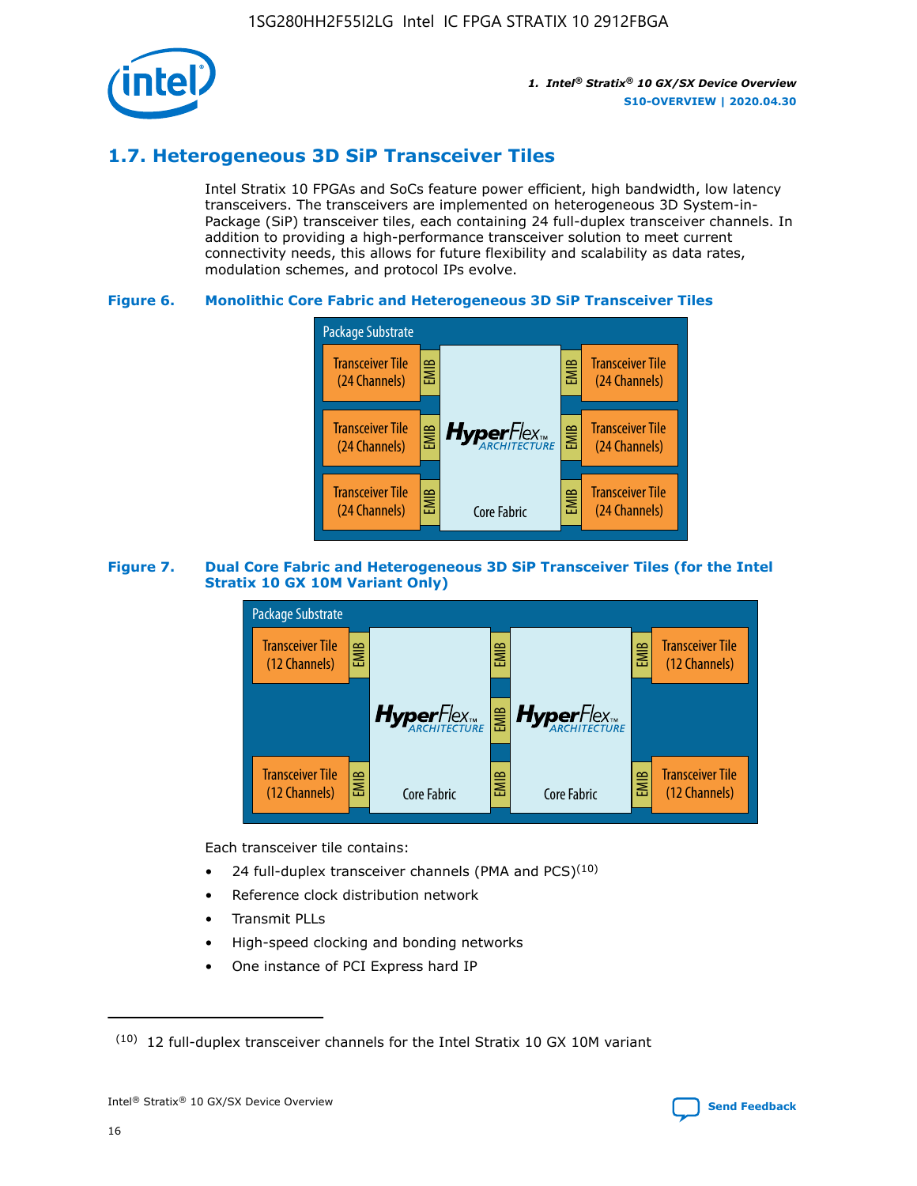## 1.7. Heterogeneous 3D SiP Transceiver Tiles

Intel Stratix 10 FPGAs and SoCs feature power efficient, high bandwidth, low latency transceivers. The transceivers are implemented on heterogeneous 3D System-in-Package (SiP) transceiver tiles, each containing 24 full-duplex transceiver channels. In addition to providing a high-performance transceiver solution to meet current connectivity needs, this allows for future flexibility and scalability as data rates, modulation schemes, and protocol IPs evolve.

**Figure 6. Monolithic Core Fabric and Heterogeneous 3D SiP Transceiver Tiles**

Package Substrate

Transceiver Tile (24 Channels) | EMIB | HyperFlex ARCHITECTURE Core Fabric | EMIB | Transceiver Tile (24 Channels)

Transceiver Tile (24 Channels) | EMIB | | EMIB | Transceiver Tile (24 Channels)

Transceiver Tile (24 Channels) | EMIB | | EMIB | Transceiver Tile (24 Channels)

**Figure 7. Dual Core Fabric and Heterogeneous 3D SiP Transceiver Tiles (for the Intel Stratix 10 GX 10M Variant Only)**

Package Substrate

Transceiver Tile (12 Channels) | EMIB | HyperFlex ARCHITECTURE Core Fabric | EMIB | HyperFlex ARCHITECTURE Core Fabric | EMIB | Transceiver Tile (12 Channels)

Transceiver Tile (12 Channels) | EMIB | | EMIB | | EMIB | Transceiver Tile (12 Channels)

Each transceiver tile contains:

- 24 full-duplex transceiver channels (PMA and PCS)[10]
- Reference clock distribution network
- Transmit PLLs
- High-speed clocking and bonding networks
- One instance of PCI Express hard IP

(10) 12 full-duplex transceiver channels for the Intel Stratix 10 GX 10M variant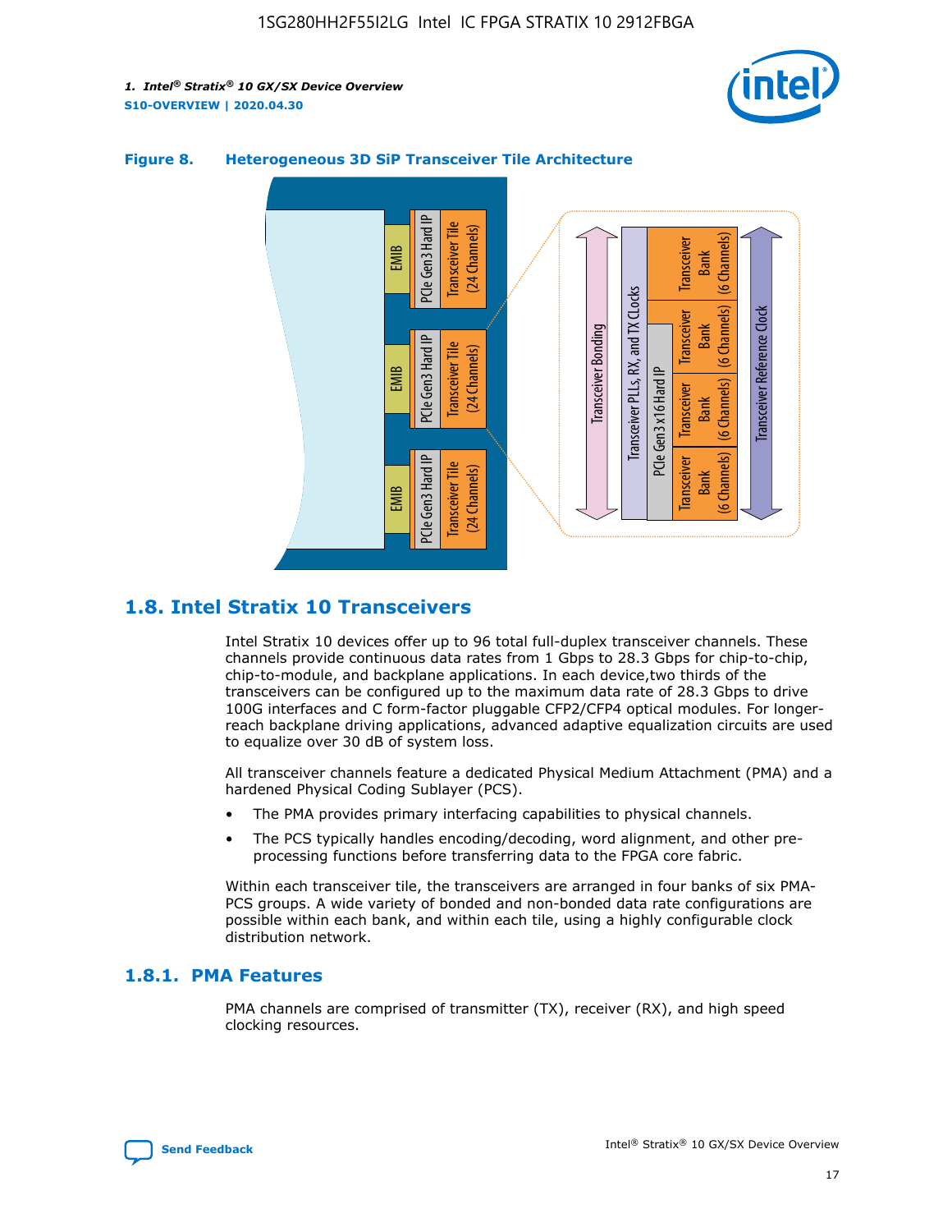**Figure 8. Heterogeneous 3D SiP Transceiver Tile Architecture**

## 1.8. Intel Stratix 10 Transceivers

Intel Stratix 10 devices offer up to 96 total full-duplex transceiver channels. These channels provide continuous data rates from 1 Gbps to 28.3 Gbps for chip-to-chip, chip-to-module, and backplane applications. In each device,two thirds of the transceivers can be configured up to the maximum data rate of 28.3 Gbps to drive 100G interfaces and C form-factor pluggable CFP2/CFP4 optical modules. For longer-reach backplane driving applications, advanced adaptive equalization circuits are used to equalize over 30 dB of system loss.

All transceiver channels feature a dedicated Physical Medium Attachment (PMA) and a hardened Physical Coding Sublayer (PCS).

- The PMA provides primary interfacing capabilities to physical channels.
- The PCS typically handles encoding/decoding, word alignment, and other pre-processing functions before transferring data to the FPGA core fabric.

Within each transceiver tile, the transceivers are arranged in four banks of six PMA-PCS groups. A wide variety of bonded and non-bonded data rate configurations are possible within each bank, and within each tile, using a highly configurable clock distribution network.

### 1.8.1. PMA Features

PMA channels are comprised of transmitter (TX), receiver (RX), and high speed clocking resources.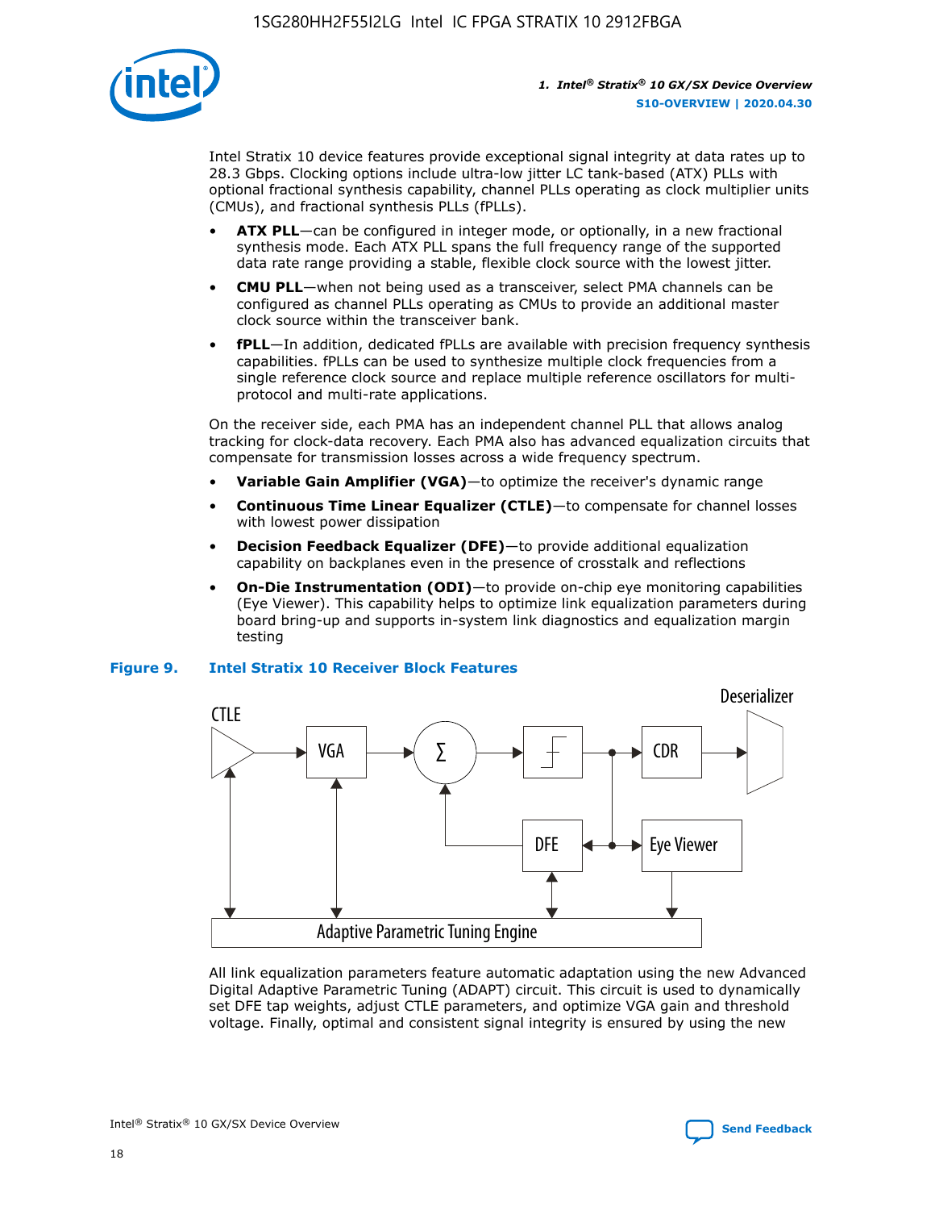Intel Stratix 10 device features provide exceptional signal integrity at data rates up to 28.3 Gbps. Clocking options include ultra-low jitter LC tank-based (ATX) PLLs with optional fractional synthesis capability, channel PLLs operating as clock multiplier units (CMUs), and fractional synthesis PLLs (fPLLs).

- **ATX PLL**—can be configured in integer mode, or optionally, in a new fractional synthesis mode. Each ATX PLL spans the full frequency range of the supported data rate range providing a stable, flexible clock source with the lowest jitter.
- **CMU PLL**—when not being used as a transceiver, select PMA channels can be configured as channel PLLs operating as CMUs to provide an additional master clock source within the transceiver bank.
- **fPLL**—In addition, dedicated fPLLs are available with precision frequency synthesis capabilities. fPLLs can be used to synthesize multiple clock frequencies from a single reference clock source and replace multiple reference oscillators for multi-protocol and multi-rate applications.

On the receiver side, each PMA has an independent channel PLL that allows analog tracking for clock-data recovery. Each PMA also has advanced equalization circuits that compensate for transmission losses across a wide frequency spectrum.

- **Variable Gain Amplifier (VGA)**—to optimize the receiver's dynamic range
- **Continuous Time Linear Equalizer (CTLE)**—to compensate for channel losses with lowest power dissipation
- **Decision Feedback Equalizer (DFE)**—to provide additional equalization capability on backplanes even in the presence of crosstalk and reflections
- **On-Die Instrumentation (ODI)**—to provide on-chip eye monitoring capabilities (Eye Viewer). This capability helps to optimize link equalization parameters during board bring-up and supports in-system link diagnostics and equalization margin testing

**Figure 9. Intel Stratix 10 Receiver Block Features**

All link equalization parameters feature automatic adaptation using the new Advanced Digital Adaptive Parametric Tuning (ADAPT) circuit. This circuit is used to dynamically set DFE tap weights, adjust CTLE parameters, and optimize VGA gain and threshold voltage. Finally, optimal and consistent signal integrity is ensured by using the new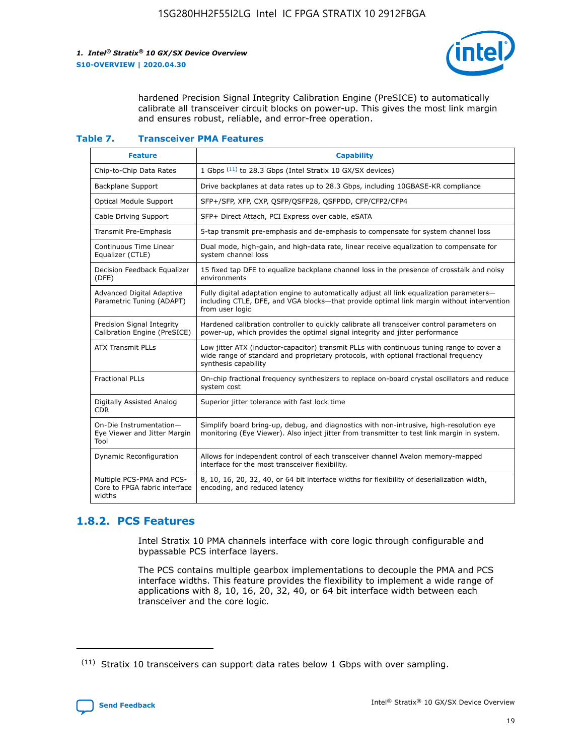hardened Precision Signal Integrity Calibration Engine (PreSICE) to automatically calibrate all transceiver circuit blocks on power-up. This gives the most link margin and ensures robust, reliable, and error-free operation.

**Table 7. Transceiver PMA Features**

| Feature | Capability |
|---|---|
| Chip-to-Chip Data Rates | 1 Gbps [11] to 28.3 Gbps (Intel Stratix 10 GX/SX devices) |
| Backplane Support | Drive backplanes at data rates up to 28.3 Gbps, including 10GBASE-KR compliance |
| Optical Module Support | SFP+/SFP, XFP, CXP, QSFP/QSFP28, QSFPDD, CFP/CFP2/CFP4 |
| Cable Driving Support | SFP+ Direct Attach, PCI Express over cable, eSATA |
| Transmit Pre-Emphasis | 5-tap transmit pre-emphasis and de-emphasis to compensate for system channel loss |
| Continuous Time Linear Equalizer (CTLE) | Dual mode, high-gain, and high-data rate, linear receive equalization to compensate for system channel loss |
| Decision Feedback Equalizer (DFE) | 15 fixed tap DFE to equalize backplane channel loss in the presence of crosstalk and noisy environments |
| Advanced Digital Adaptive Parametric Tuning (ADAPT) | Fully digital adaptation engine to automatically adjust all link equalization parameters—including CTLE, DFE, and VGA blocks—that provide optimal link margin without intervention from user logic |
| Precision Signal Integrity Calibration Engine (PreSICE) | Hardened calibration controller to quickly calibrate all transceiver control parameters on power-up, which provides the optimal signal integrity and jitter performance |
| ATX Transmit PLLs | Low jitter ATX (inductor-capacitor) transmit PLLs with continuous tuning range to cover a wide range of standard and proprietary protocols, with optional fractional frequency synthesis capability |
| Fractional PLLs | On-chip fractional frequency synthesizers to replace on-board crystal oscillators and reduce system cost |
| Digitally Assisted Analog CDR | Superior jitter tolerance with fast lock time |
| On-Die Instrumentation—Eye Viewer and Jitter Margin Tool | Simplify board bring-up, debug, and diagnostics with non-intrusive, high-resolution eye monitoring (Eye Viewer). Also inject jitter from transmitter to test link margin in system. |
| Dynamic Reconfiguration | Allows for independent control of each transceiver channel Avalon memory-mapped interface for the most transceiver flexibility. |
| Multiple PCS-PMA and PCS-Core to FPGA fabric interface widths | 8, 10, 16, 20, 32, 40, or 64 bit interface widths for flexibility of deserialization width, encoding, and reduced latency |

## 1.8.2. PCS Features

Intel Stratix 10 PMA channels interface with core logic through configurable and bypassable PCS interface layers.

The PCS contains multiple gearbox implementations to decouple the PMA and PCS interface widths. This feature provides the flexibility to implement a wide range of applications with 8, 10, 16, 20, 32, 40, or 64 bit interface width between each transceiver and the core logic.

(11) Stratix 10 transceivers can support data rates below 1 Gbps with over sampling.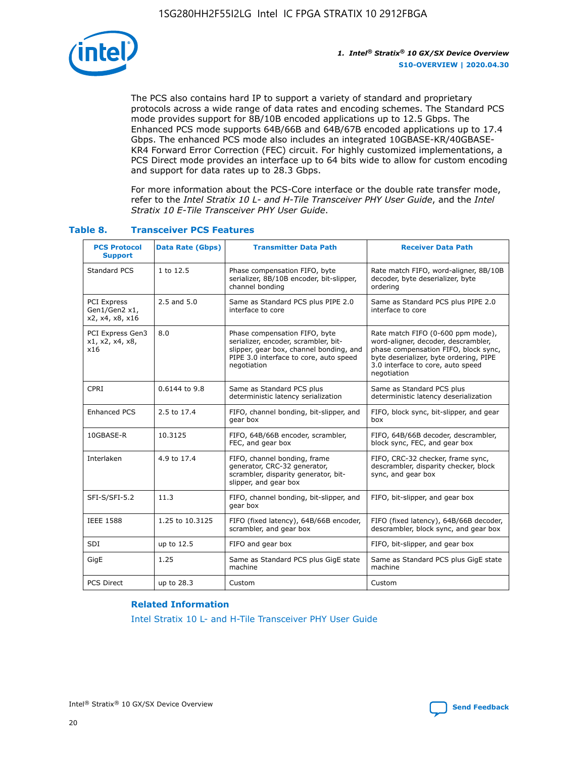The PCS also contains hard IP to support a variety of standard and proprietary protocols across a wide range of data rates and encoding schemes. The Standard PCS mode provides support for 8B/10B encoded applications up to 12.5 Gbps. The Enhanced PCS mode supports 64B/66B and 64B/67B encoded applications up to 17.4 Gbps. The enhanced PCS mode also includes an integrated 10GBASE-KR/40GBASE-KR4 Forward Error Correction (FEC) circuit. For highly customized implementations, a PCS Direct mode provides an interface up to 64 bits wide to allow for custom encoding and support for data rates up to 28.3 Gbps.

For more information about the PCS-Core interface or the double rate transfer mode, refer to the *Intel Stratix 10 L- and H-Tile Transceiver PHY User Guide*, and the *Intel Stratix 10 E-Tile Transceiver PHY User Guide*.

**Table 8. Transceiver PCS Features**

| PCS Protocol Support | Data Rate (Gbps) | Transmitter Data Path | Receiver Data Path |
|---|---|---|---|
| Standard PCS | 1 to 12.5 | Phase compensation FIFO, byte serializer, 8B/10B encoder, bit-slipper, channel bonding | Rate match FIFO, word-aligner, 8B/10B decoder, byte deserializer, byte ordering |
| PCI Express Gen1/Gen2 x1, x2, x4, x8, x16 | 2.5 and 5.0 | Same as Standard PCS plus PIPE 2.0 interface to core | Same as Standard PCS plus PIPE 2.0 interface to core |
| PCI Express Gen3 x1, x2, x4, x8, x16 | 8.0 | Phase compensation FIFO, byte serializer, encoder, scrambler, bit-slipper, gear box, channel bonding, and PIPE 3.0 interface to core, auto speed negotiation | Rate match FIFO (0-600 ppm mode), word-aligner, decoder, descrambler, phase compensation FIFO, block sync, byte deserializer, byte ordering, PIPE 3.0 interface to core, auto speed negotiation |
| CPRI | 0.6144 to 9.8 | Same as Standard PCS plus deterministic latency serialization | Same as Standard PCS plus deterministic latency deserialization |
| Enhanced PCS | 2.5 to 17.4 | FIFO, channel bonding, bit-slipper, and gear box | FIFO, block sync, bit-slipper, and gear box |
| 10GBASE-R | 10.3125 | FIFO, 64B/66B encoder, scrambler, FEC, and gear box | FIFO, 64B/66B decoder, descrambler, block sync, FEC, and gear box |
| Interlaken | 4.9 to 17.4 | FIFO, channel bonding, frame generator, CRC-32 generator, scrambler, disparity generator, bit-slipper, and gear box | FIFO, CRC-32 checker, frame sync, descrambler, disparity checker, block sync, and gear box |
| SFI-S/SFI-5.2 | 11.3 | FIFO, channel bonding, bit-slipper, and gear box | FIFO, bit-slipper, and gear box |
| IEEE 1588 | 1.25 to 10.3125 | FIFO (fixed latency), 64B/66B encoder, scrambler, and gear box | FIFO (fixed latency), 64B/66B decoder, descrambler, block sync, and gear box |
| SDI | up to 12.5 | FIFO and gear box | FIFO, bit-slipper, and gear box |
| GigE | 1.25 | Same as Standard PCS plus GigE state machine | Same as Standard PCS plus GigE state machine |
| PCS Direct | up to 28.3 | Custom | Custom |

**Related Information**

Intel Stratix 10 L- and H-Tile Transceiver PHY User Guide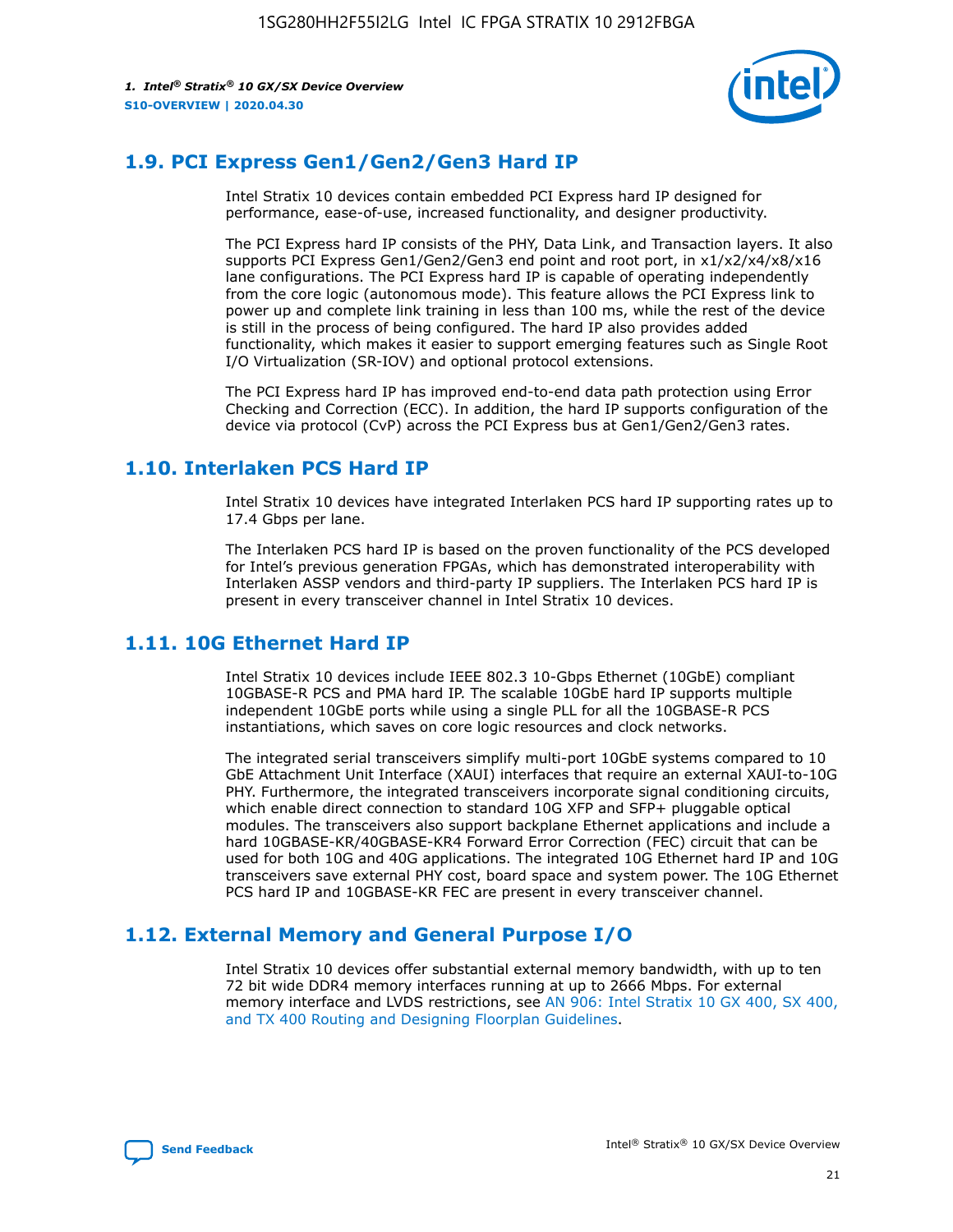## 1.9. PCI Express Gen1/Gen2/Gen3 Hard IP

Intel Stratix 10 devices contain embedded PCI Express hard IP designed for performance, ease-of-use, increased functionality, and designer productivity.

The PCI Express hard IP consists of the PHY, Data Link, and Transaction layers. It also supports PCI Express Gen1/Gen2/Gen3 end point and root port, in x1/x2/x4/x8/x16 lane configurations. The PCI Express hard IP is capable of operating independently from the core logic (autonomous mode). This feature allows the PCI Express link to power up and complete link training in less than 100 ms, while the rest of the device is still in the process of being configured. The hard IP also provides added functionality, which makes it easier to support emerging features such as Single Root I/O Virtualization (SR-IOV) and optional protocol extensions.

The PCI Express hard IP has improved end-to-end data path protection using Error Checking and Correction (ECC). In addition, the hard IP supports configuration of the device via protocol (CvP) across the PCI Express bus at Gen1/Gen2/Gen3 rates.

## 1.10. Interlaken PCS Hard IP

Intel Stratix 10 devices have integrated Interlaken PCS hard IP supporting rates up to 17.4 Gbps per lane.

The Interlaken PCS hard IP is based on the proven functionality of the PCS developed for Intel's previous generation FPGAs, which has demonstrated interoperability with Interlaken ASSP vendors and third-party IP suppliers. The Interlaken PCS hard IP is present in every transceiver channel in Intel Stratix 10 devices.

## 1.11. 10G Ethernet Hard IP

Intel Stratix 10 devices include IEEE 802.3 10-Gbps Ethernet (10GbE) compliant 10GBASE-R PCS and PMA hard IP. The scalable 10GbE hard IP supports multiple independent 10GbE ports while using a single PLL for all the 10GBASE-R PCS instantiations, which saves on core logic resources and clock networks.

The integrated serial transceivers simplify multi-port 10GbE systems compared to 10 GbE Attachment Unit Interface (XAUI) interfaces that require an external XAUI-to-10G PHY. Furthermore, the integrated transceivers incorporate signal conditioning circuits, which enable direct connection to standard 10G XFP and SFP+ pluggable optical modules. The transceivers also support backplane Ethernet applications and include a hard 10GBASE-KR/40GBASE-KR4 Forward Error Correction (FEC) circuit that can be used for both 10G and 40G applications. The integrated 10G Ethernet hard IP and 10G transceivers save external PHY cost, board space and system power. The 10G Ethernet PCS hard IP and 10GBASE-KR FEC are present in every transceiver channel.

## 1.12. External Memory and General Purpose I/O

Intel Stratix 10 devices offer substantial external memory bandwidth, with up to ten 72 bit wide DDR4 memory interfaces running at up to 2666 Mbps. For external memory interface and LVDS restrictions, see AN 906: Intel Stratix 10 GX 400, SX 400, and TX 400 Routing and Designing Floorplan Guidelines.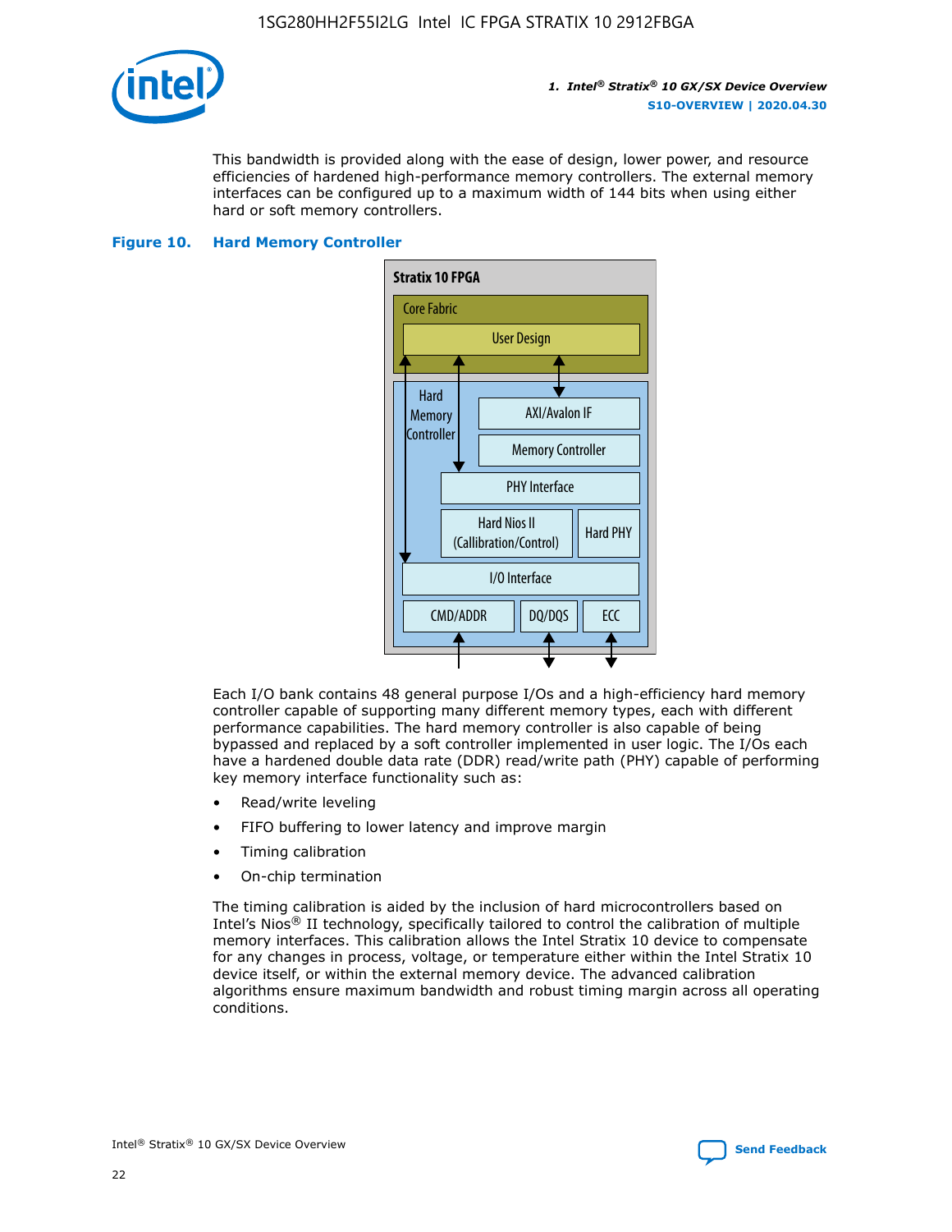This bandwidth is provided along with the ease of design, lower power, and resource efficiencies of hardened high-performance memory controllers. The external memory interfaces can be configured up to a maximum width of 144 bits when using either hard or soft memory controllers.

**Figure 10. Hard Memory Controller**

Each I/O bank contains 48 general purpose I/Os and a high-efficiency hard memory controller capable of supporting many different memory types, each with different performance capabilities. The hard memory controller is also capable of being bypassed and replaced by a soft controller implemented in user logic. The I/Os each have a hardened double data rate (DDR) read/write path (PHY) capable of performing key memory interface functionality such as:

- Read/write leveling
- FIFO buffering to lower latency and improve margin
- Timing calibration
- On-chip termination

The timing calibration is aided by the inclusion of hard microcontrollers based on Intel's Nios® II technology, specifically tailored to control the calibration of multiple memory interfaces. This calibration allows the Intel Stratix 10 device to compensate for any changes in process, voltage, or temperature either within the Intel Stratix 10 device itself, or within the external memory device. The advanced calibration algorithms ensure maximum bandwidth and robust timing margin across all operating conditions.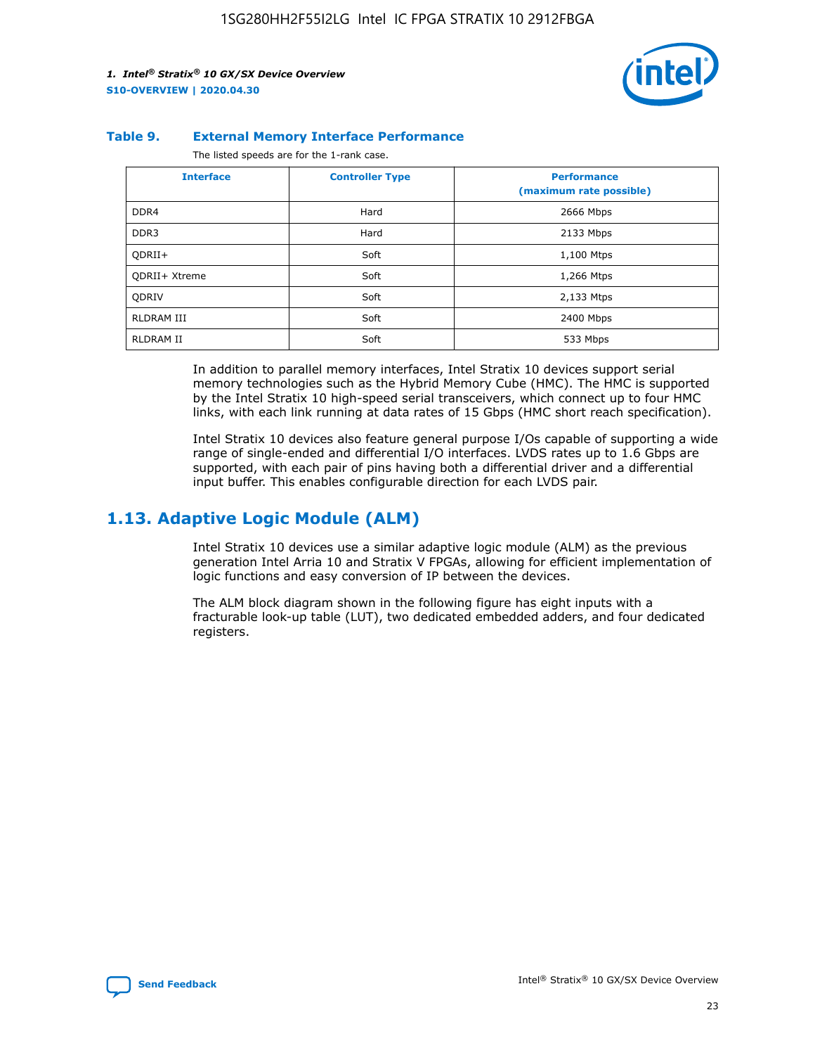**Table 9. External Memory Interface Performance**

The listed speeds are for the 1-rank case.

| Interface | Controller Type | Performance (maximum rate possible) |
| --- | --- | --- |
| DDR4 | Hard | 2666 Mbps |
| DDR3 | Hard | 2133 Mbps |
| QDRII+ | Soft | 1,100 Mtps |
| QDRII+ Xtreme | Soft | 1,266 Mtps |
| QDRIV | Soft | 2,133 Mtps |
| RLDRAM III | Soft | 2400 Mbps |
| RLDRAM II | Soft | 533 Mbps |

In addition to parallel memory interfaces, Intel Stratix 10 devices support serial memory technologies such as the Hybrid Memory Cube (HMC). The HMC is supported by the Intel Stratix 10 high-speed serial transceivers, which connect up to four HMC links, with each link running at data rates of 15 Gbps (HMC short reach specification).

Intel Stratix 10 devices also feature general purpose I/Os capable of supporting a wide range of single-ended and differential I/O interfaces. LVDS rates up to 1.6 Gbps are supported, with each pair of pins having both a differential driver and a differential input buffer. This enables configurable direction for each LVDS pair.

## 1.13. Adaptive Logic Module (ALM)

Intel Stratix 10 devices use a similar adaptive logic module (ALM) as the previous generation Intel Arria 10 and Stratix V FPGAs, allowing for efficient implementation of logic functions and easy conversion of IP between the devices.

The ALM block diagram shown in the following figure has eight inputs with a fracturable look-up table (LUT), two dedicated embedded adders, and four dedicated registers.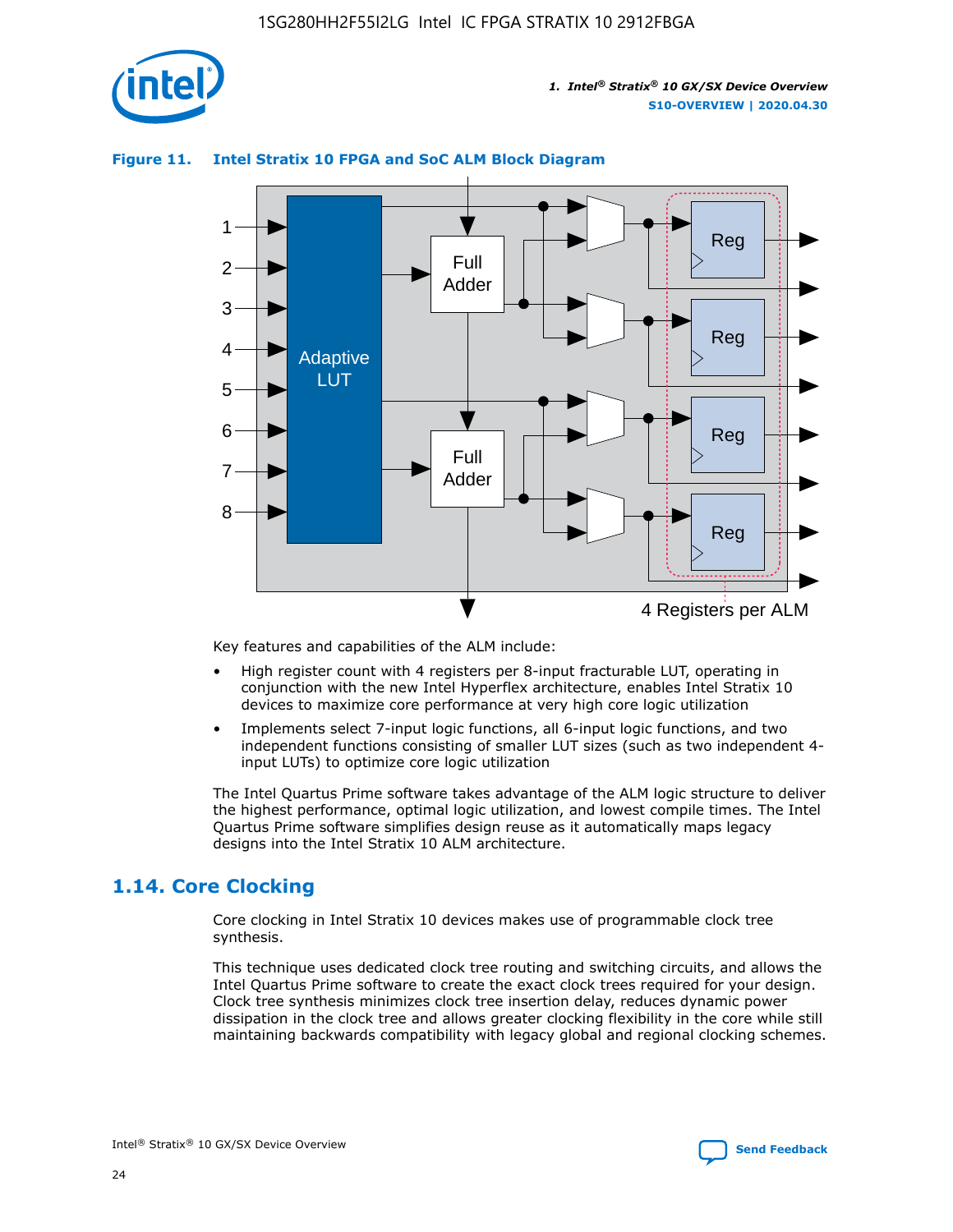**Figure 11. Intel Stratix 10 FPGA and SoC ALM Block Diagram**

Key features and capabilities of the ALM include:

- High register count with 4 registers per 8-input fracturable LUT, operating in conjunction with the new Intel Hyperflex architecture, enables Intel Stratix 10 devices to maximize core performance at very high core logic utilization
- Implements select 7-input logic functions, all 6-input logic functions, and two independent functions consisting of smaller LUT sizes (such as two independent 4-input LUTs) to optimize core logic utilization

The Intel Quartus Prime software takes advantage of the ALM logic structure to deliver the highest performance, optimal logic utilization, and lowest compile times. The Intel Quartus Prime software simplifies design reuse as it automatically maps legacy designs into the Intel Stratix 10 ALM architecture.

## 1.14. Core Clocking

Core clocking in Intel Stratix 10 devices makes use of programmable clock tree synthesis.

This technique uses dedicated clock tree routing and switching circuits, and allows the Intel Quartus Prime software to create the exact clock trees required for your design. Clock tree synthesis minimizes clock tree insertion delay, reduces dynamic power dissipation in the clock tree and allows greater clocking flexibility in the core while still maintaining backwards compatibility with legacy global and regional clocking schemes.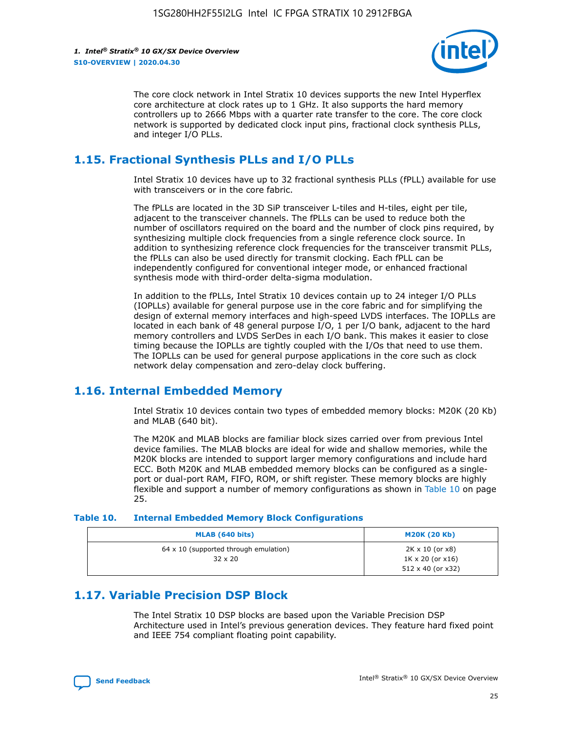The core clock network in Intel Stratix 10 devices supports the new Intel Hyperflex core architecture at clock rates up to 1 GHz. It also supports the hard memory controllers up to 2666 Mbps with a quarter rate transfer to the core. The core clock network is supported by dedicated clock input pins, fractional clock synthesis PLLs, and integer I/O PLLs.

## 1.15. Fractional Synthesis PLLs and I/O PLLs

Intel Stratix 10 devices have up to 32 fractional synthesis PLLs (fPLL) available for use with transceivers or in the core fabric.

The fPLLs are located in the 3D SiP transceiver L-tiles and H-tiles, eight per tile, adjacent to the transceiver channels. The fPLLs can be used to reduce both the number of oscillators required on the board and the number of clock pins required, by synthesizing multiple clock frequencies from a single reference clock source. In addition to synthesizing reference clock frequencies for the transceiver transmit PLLs, the fPLLs can also be used directly for transmit clocking. Each fPLL can be independently configured for conventional integer mode, or enhanced fractional synthesis mode with third-order delta-sigma modulation.

In addition to the fPLLs, Intel Stratix 10 devices contain up to 24 integer I/O PLLs (IOPLLs) available for general purpose use in the core fabric and for simplifying the design of external memory interfaces and high-speed LVDS interfaces. The IOPLLs are located in each bank of 48 general purpose I/O, 1 per I/O bank, adjacent to the hard memory controllers and LVDS SerDes in each I/O bank. This makes it easier to close timing because the IOPLLs are tightly coupled with the I/Os that need to use them. The IOPLLs can be used for general purpose applications in the core such as clock network delay compensation and zero-delay clock buffering.

## 1.16. Internal Embedded Memory

Intel Stratix 10 devices contain two types of embedded memory blocks: M20K (20 Kb) and MLAB (640 bit).

The M20K and MLAB blocks are familiar block sizes carried over from previous Intel device families. The MLAB blocks are ideal for wide and shallow memories, while the M20K blocks are intended to support larger memory configurations and include hard ECC. Both M20K and MLAB embedded memory blocks can be configured as a single-port or dual-port RAM, FIFO, ROM, or shift register. These memory blocks are highly flexible and support a number of memory configurations as shown in Table 10 on page 25.

**Table 10. Internal Embedded Memory Block Configurations**

| MLAB (640 bits) | M20K (20 Kb) |
| --- | --- |
| 64 x 10 (supported through emulation)<br>32 x 20 | 2K x 10 (or x8)<br>1K x 20 (or x16)<br>512 x 40 (or x32) |

## 1.17. Variable Precision DSP Block

The Intel Stratix 10 DSP blocks are based upon the Variable Precision DSP Architecture used in Intel's previous generation devices. They feature hard fixed point and IEEE 754 compliant floating point capability.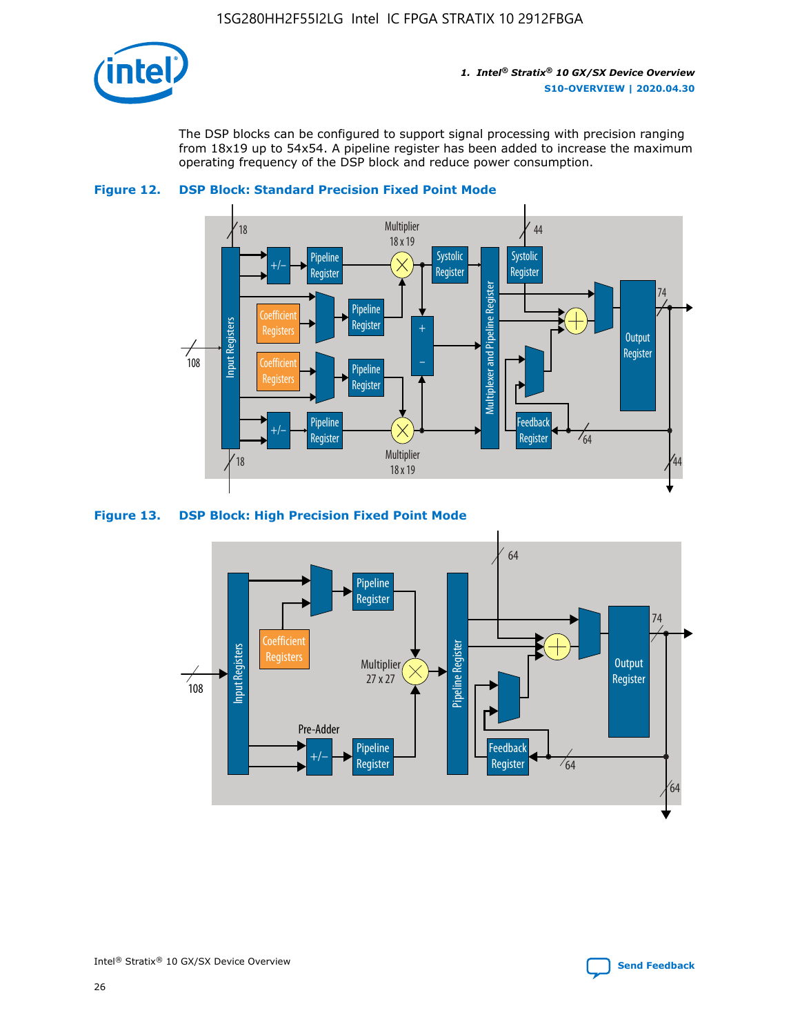The DSP blocks can be configured to support signal processing with precision ranging from 18x19 up to 54x54. A pipeline register has been added to increase the maximum operating frequency of the DSP block and reduce power consumption.

**Figure 12. DSP Block: Standard Precision Fixed Point Mode**

**Figure 13. DSP Block: High Precision Fixed Point Mode**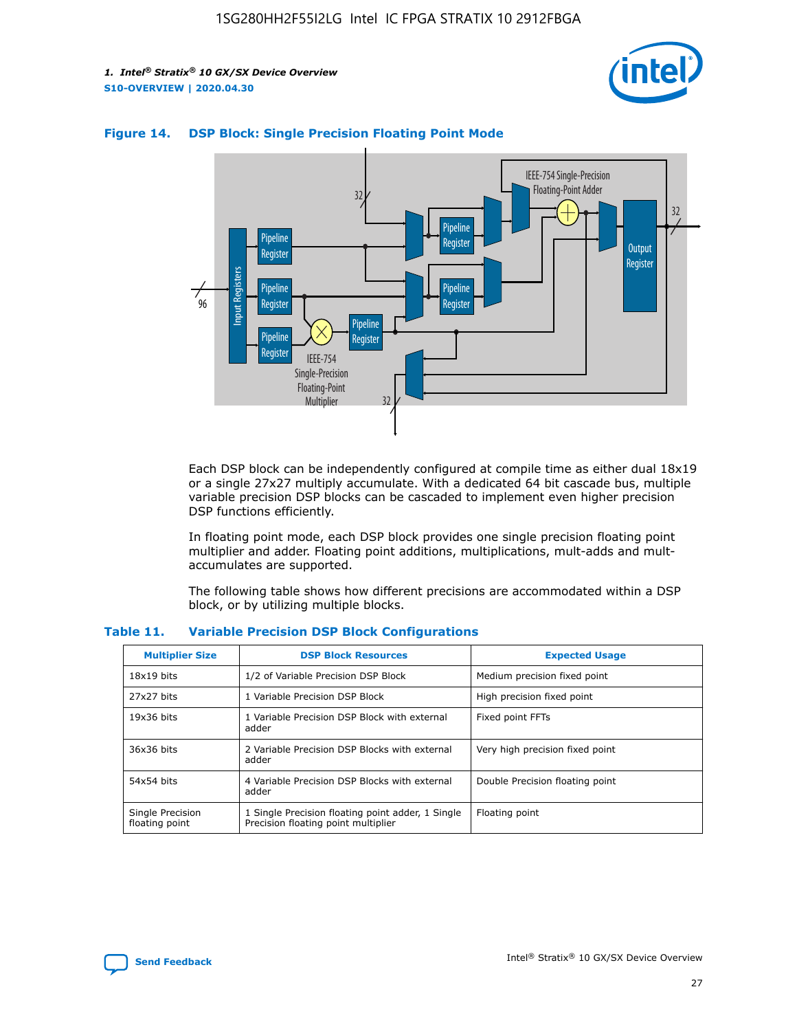**Figure 14. DSP Block: Single Precision Floating Point Mode**

Each DSP block can be independently configured at compile time as either dual 18x19 or a single 27x27 multiply accumulate. With a dedicated 64 bit cascade bus, multiple variable precision DSP blocks can be cascaded to implement even higher precision DSP functions efficiently.

In floating point mode, each DSP block provides one single precision floating point multiplier and adder. Floating point additions, multiplications, mult-adds and mult-accumulates are supported.

The following table shows how different precisions are accommodated within a DSP block, or by utilizing multiple blocks.

**Table 11. Variable Precision DSP Block Configurations**

| Multiplier Size | DSP Block Resources | Expected Usage |
|---|---|---|
| 18x19 bits | 1/2 of Variable Precision DSP Block | Medium precision fixed point |
| 27x27 bits | 1 Variable Precision DSP Block | High precision fixed point |
| 19x36 bits | 1 Variable Precision DSP Block with external adder | Fixed point FFTs |
| 36x36 bits | 2 Variable Precision DSP Blocks with external adder | Very high precision fixed point |
| 54x54 bits | 4 Variable Precision DSP Blocks with external adder | Double Precision floating point |
| Single Precision floating point | 1 Single Precision floating point adder, 1 Single Precision floating point multiplier | Floating point |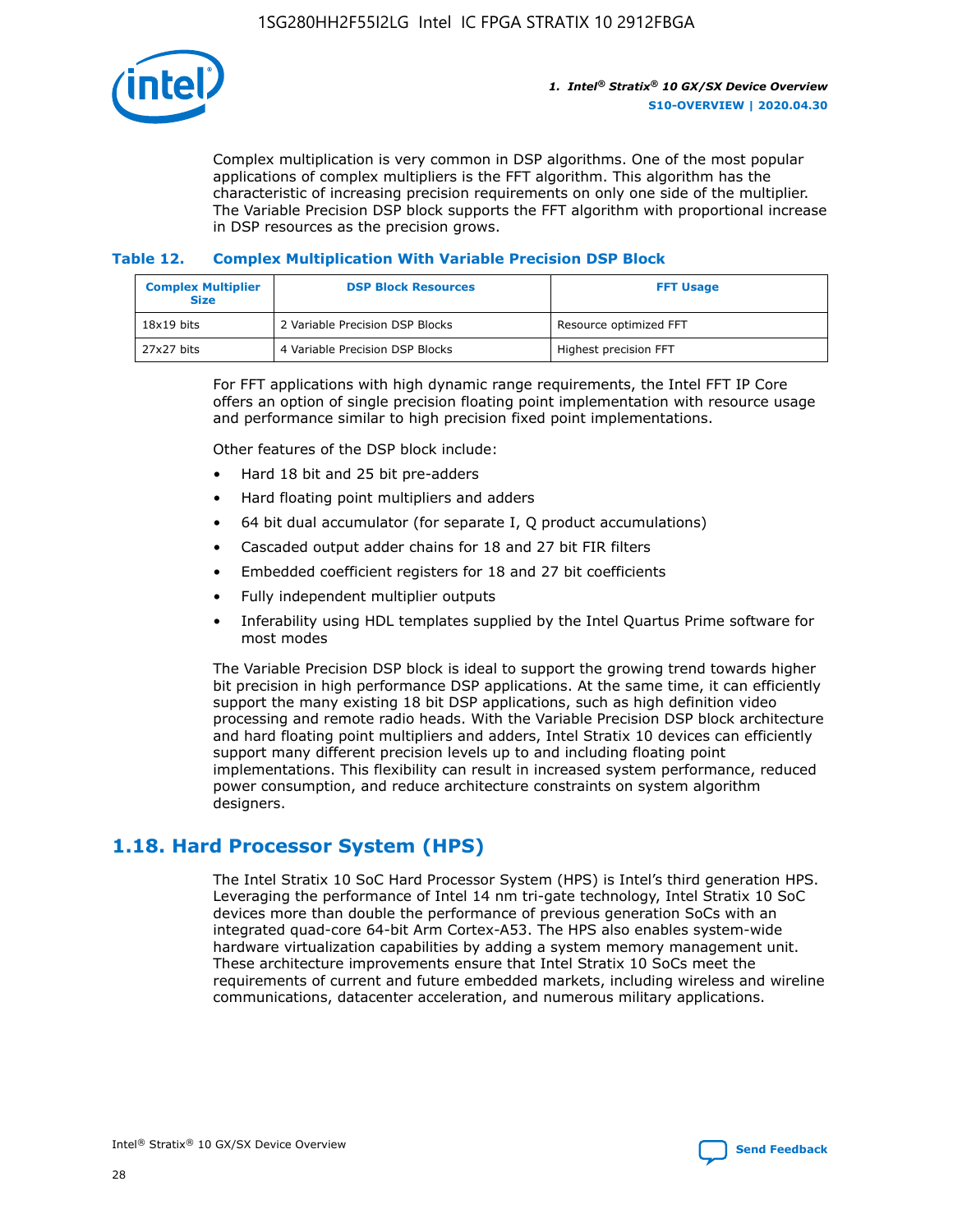Complex multiplication is very common in DSP algorithms. One of the most popular applications of complex multipliers is the FFT algorithm. This algorithm has the characteristic of increasing precision requirements on only one side of the multiplier. The Variable Precision DSP block supports the FFT algorithm with proportional increase in DSP resources as the precision grows.

### Table 12. Complex Multiplication With Variable Precision DSP Block

| Complex Multiplier Size | DSP Block Resources | FFT Usage |
|---|---|---|
| 18x19 bits | 2 Variable Precision DSP Blocks | Resource optimized FFT |
| 27x27 bits | 4 Variable Precision DSP Blocks | Highest precision FFT |

For FFT applications with high dynamic range requirements, the Intel FFT IP Core offers an option of single precision floating point implementation with resource usage and performance similar to high precision fixed point implementations.

Other features of the DSP block include:

- Hard 18 bit and 25 bit pre-adders
- Hard floating point multipliers and adders
- 64 bit dual accumulator (for separate I, Q product accumulations)
- Cascaded output adder chains for 18 and 27 bit FIR filters
- Embedded coefficient registers for 18 and 27 bit coefficients
- Fully independent multiplier outputs
- Inferability using HDL templates supplied by the Intel Quartus Prime software for most modes

The Variable Precision DSP block is ideal to support the growing trend towards higher bit precision in high performance DSP applications. At the same time, it can efficiently support the many existing 18 bit DSP applications, such as high definition video processing and remote radio heads. With the Variable Precision DSP block architecture and hard floating point multipliers and adders, Intel Stratix 10 devices can efficiently support many different precision levels up to and including floating point implementations. This flexibility can result in increased system performance, reduced power consumption, and reduce architecture constraints on system algorithm designers.

## 1.18. Hard Processor System (HPS)

The Intel Stratix 10 SoC Hard Processor System (HPS) is Intel's third generation HPS. Leveraging the performance of Intel 14 nm tri-gate technology, Intel Stratix 10 SoC devices more than double the performance of previous generation SoCs with an integrated quad-core 64-bit Arm Cortex-A53. The HPS also enables system-wide hardware virtualization capabilities by adding a system memory management unit. These architecture improvements ensure that Intel Stratix 10 SoCs meet the requirements of current and future embedded markets, including wireless and wireline communications, datacenter acceleration, and numerous military applications.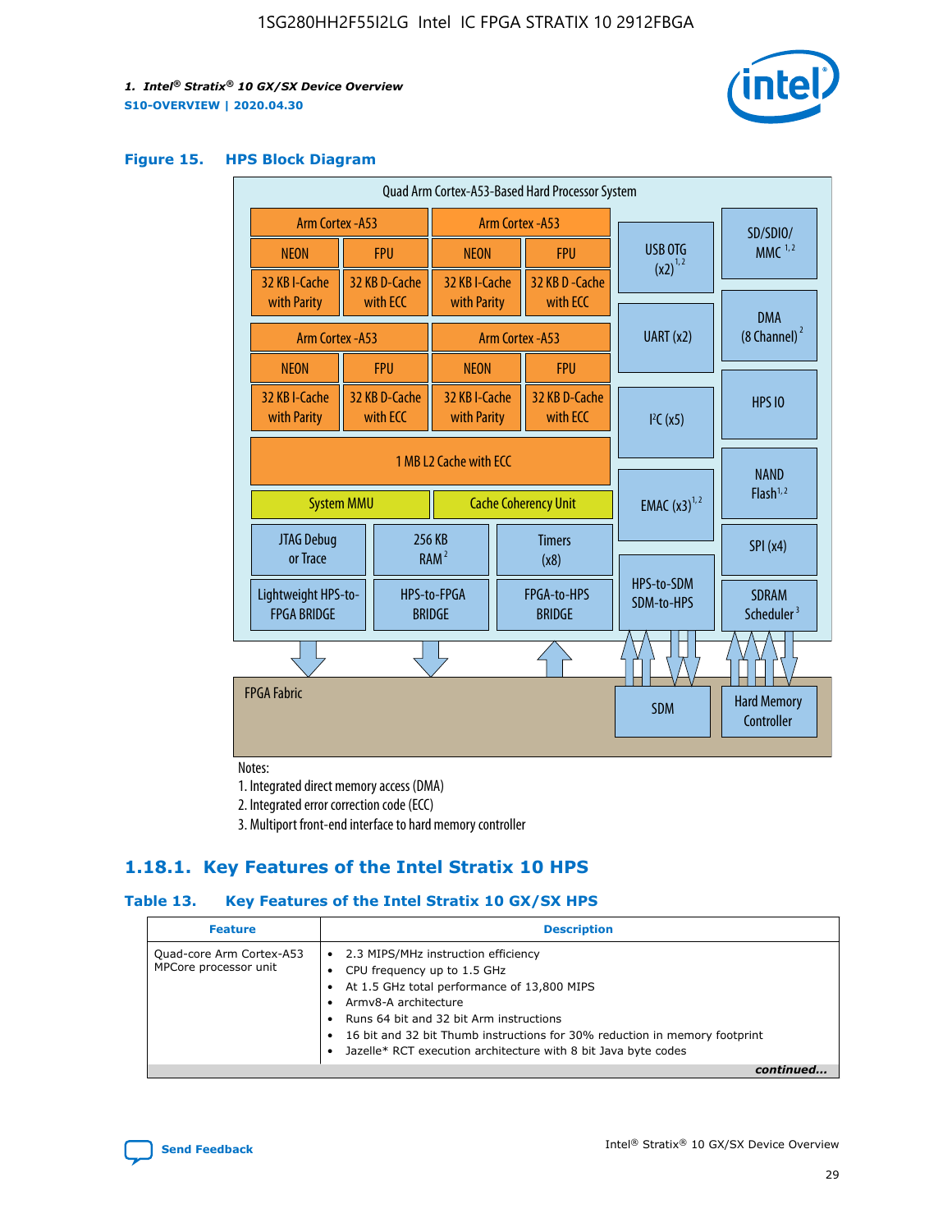### Figure 15. HPS Block Diagram

Quad Arm Cortex-A53-Based Hard Processor System

| Arm Cortex -A53 | | Arm Cortex -A53 | |
|---|---|---|---|
| NEON | FPU | NEON | FPU |
| 32 KB I-Cache with Parity | 32 KB D-Cache with ECC | 32 KB I-Cache with Parity | 32 KB D-Cache with ECC |
| Arm Cortex -A53 | | Arm Cortex -A53 | |
| NEON | FPU | NEON | FPU |
| 32 KB I-Cache with Parity | 32 KB D-Cache with ECC | 32 KB I-Cache with Parity | 32 KB D-Cache with ECC |

1 MB L2 Cache with ECC

System MMU | Cache Coherency Unit

JTAG Debug or Trace | 256 KB RAM [2] | Timers (x8)

Lightweight HPS-to-FPGA BRIDGE | HPS-to-FPGA BRIDGE | FPGA-to-HPS BRIDGE

USB OTG (x2) [1,2] | UART (x2) | I²C (x5) | EMAC (x3) [1,2] | HPS-to-SDM SDM-to-HPS

SD/SDIO/MMC [1,2] | DMA (8 Channel) [2] | HPS IO | NAND Flash [1,2] | SPI (x4) | SDRAM Scheduler [3]

FPGA Fabric | SDM | Hard Memory Controller

Notes:
1. Integrated direct memory access (DMA)
2. Integrated error correction code (ECC)
3. Multiport front-end interface to hard memory controller

## 1.18.1. Key Features of the Intel Stratix 10 HPS

### Table 13. Key Features of the Intel Stratix 10 GX/SX HPS

| Feature | Description |
|---|---|
| Quad-core Arm Cortex-A53 MPCore processor unit | • 2.3 MIPS/MHz instruction efficiency<br>• CPU frequency up to 1.5 GHz<br>• At 1.5 GHz total performance of 13,800 MIPS<br>• Armv8-A architecture<br>• Runs 64 bit and 32 bit Arm instructions<br>• 16 bit and 32 bit Thumb instructions for 30% reduction in memory footprint<br>• Jazelle* RCT execution architecture with 8 bit Java byte codes |

*continued...*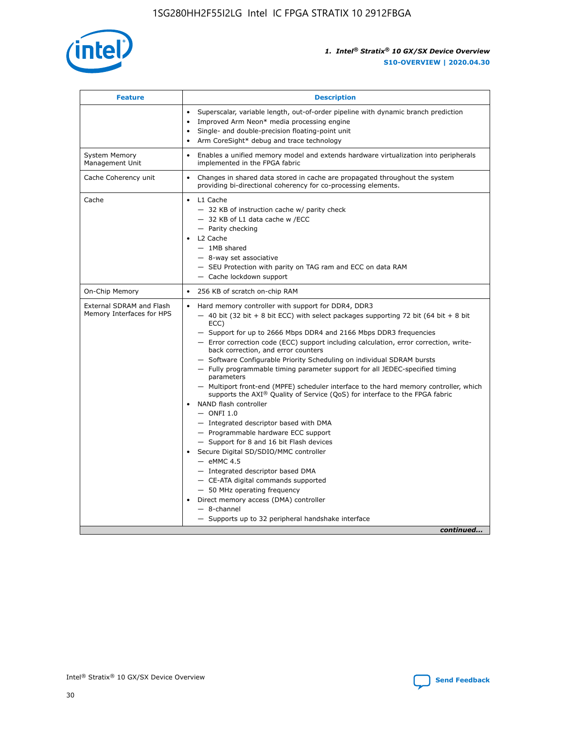| Feature | Description |
| --- | --- |
| | • Superscalar, variable length, out-of-order pipeline with dynamic branch prediction<br>• Improved Arm Neon* media processing engine<br>• Single- and double-precision floating-point unit<br>• Arm CoreSight* debug and trace technology |
| System Memory Management Unit | • Enables a unified memory model and extends hardware virtualization into peripherals implemented in the FPGA fabric |
| Cache Coherency unit | • Changes in shared data stored in cache are propagated throughout the system providing bi-directional coherency for co-processing elements. |
| Cache | • L1 Cache<br>— 32 KB of instruction cache w/ parity check<br>— 32 KB of L1 data cache w /ECC<br>— Parity checking<br>• L2 Cache<br>— 1MB shared<br>— 8-way set associative<br>— SEU Protection with parity on TAG ram and ECC on data RAM<br>— Cache lockdown support |
| On-Chip Memory | • 256 KB of scratch on-chip RAM |
| External SDRAM and Flash Memory Interfaces for HPS | • Hard memory controller with support for DDR4, DDR3<br>— 40 bit (32 bit + 8 bit ECC) with select packages supporting 72 bit (64 bit + 8 bit ECC)<br>— Support for up to 2666 Mbps DDR4 and 2166 Mbps DDR3 frequencies<br>— Error correction code (ECC) support including calculation, error correction, write-back correction, and error counters<br>— Software Configurable Priority Scheduling on individual SDRAM bursts<br>— Fully programmable timing parameter support for all JEDEC-specified timing parameters<br>— Multiport front-end (MPFE) scheduler interface to the hard memory controller, which supports the AXI® Quality of Service (QoS) for interface to the FPGA fabric<br>• NAND flash controller<br>— ONFI 1.0<br>— Integrated descriptor based with DMA<br>— Programmable hardware ECC support<br>— Support for 8 and 16 bit Flash devices<br>• Secure Digital SD/SDIO/MMC controller<br>— eMMC 4.5<br>— Integrated descriptor based DMA<br>— CE-ATA digital commands supported<br>— 50 MHz operating frequency<br>• Direct memory access (DMA) controller<br>— 8-channel<br>— Supports up to 32 peripheral handshake interface |

*continued...*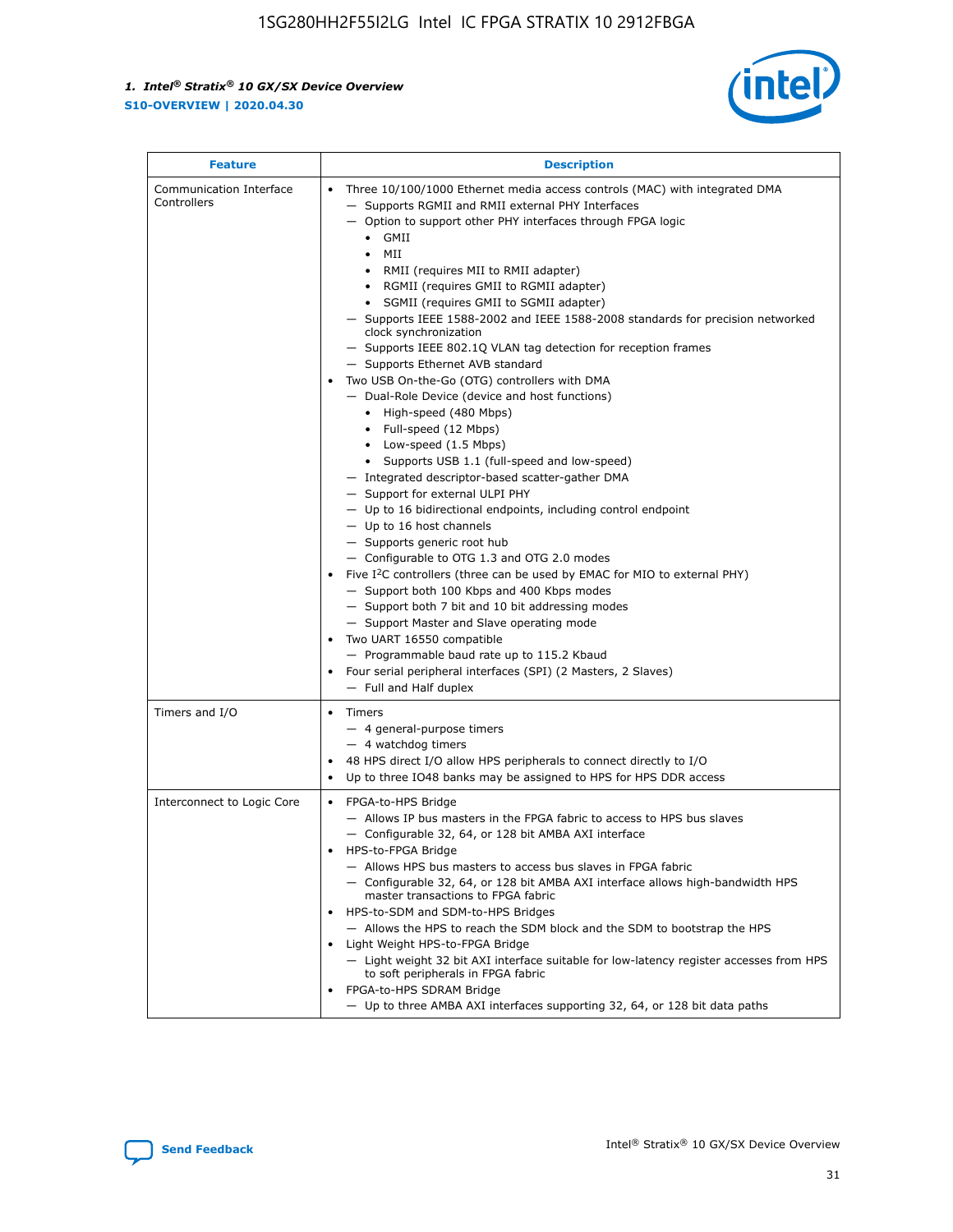| Feature | Description |
| --- | --- |
| Communication Interface Controllers | • Three 10/100/1000 Ethernet media access controls (MAC) with integrated DMA<br>— Supports RGMII and RMII external PHY Interfaces<br>— Option to support other PHY interfaces through FPGA logic<br>• GMII<br>• MII<br>• RMII (requires MII to RMII adapter)<br>• RGMII (requires GMII to RGMII adapter)<br>• SGMII (requires GMII to SGMII adapter)<br>— Supports IEEE 1588-2002 and IEEE 1588-2008 standards for precision networked clock synchronization<br>— Supports IEEE 802.1Q VLAN tag detection for reception frames<br>— Supports Ethernet AVB standard<br>• Two USB On-the-Go (OTG) controllers with DMA<br>— Dual-Role Device (device and host functions)<br>• High-speed (480 Mbps)<br>• Full-speed (12 Mbps)<br>• Low-speed (1.5 Mbps)<br>• Supports USB 1.1 (full-speed and low-speed)<br>— Integrated descriptor-based scatter-gather DMA<br>— Support for external ULPI PHY<br>— Up to 16 bidirectional endpoints, including control endpoint<br>— Up to 16 host channels<br>— Supports generic root hub<br>— Configurable to OTG 1.3 and OTG 2.0 modes<br>• Five I²C controllers (three can be used by EMAC for MIO to external PHY)<br>— Support both 100 Kbps and 400 Kbps modes<br>— Support both 7 bit and 10 bit addressing modes<br>— Support Master and Slave operating mode<br>• Two UART 16550 compatible<br>— Programmable baud rate up to 115.2 Kbaud<br>• Four serial peripheral interfaces (SPI) (2 Masters, 2 Slaves)<br>— Full and Half duplex |
| Timers and I/O | • Timers<br>— 4 general-purpose timers<br>— 4 watchdog timers<br>• 48 HPS direct I/O allow HPS peripherals to connect directly to I/O<br>• Up to three IO48 banks may be assigned to HPS for HPS DDR access |
| Interconnect to Logic Core | • FPGA-to-HPS Bridge<br>— Allows IP bus masters in the FPGA fabric to access to HPS bus slaves<br>— Configurable 32, 64, or 128 bit AMBA AXI interface<br>• HPS-to-FPGA Bridge<br>— Allows HPS bus masters to access bus slaves in FPGA fabric<br>— Configurable 32, 64, or 128 bit AMBA AXI interface allows high-bandwidth HPS master transactions to FPGA fabric<br>• HPS-to-SDM and SDM-to-HPS Bridges<br>— Allows the HPS to reach the SDM block and the SDM to bootstrap the HPS<br>• Light Weight HPS-to-FPGA Bridge<br>— Light weight 32 bit AXI interface suitable for low-latency register accesses from HPS to soft peripherals in FPGA fabric<br>• FPGA-to-HPS SDRAM Bridge<br>— Up to three AMBA AXI interfaces supporting 32, 64, or 128 bit data paths |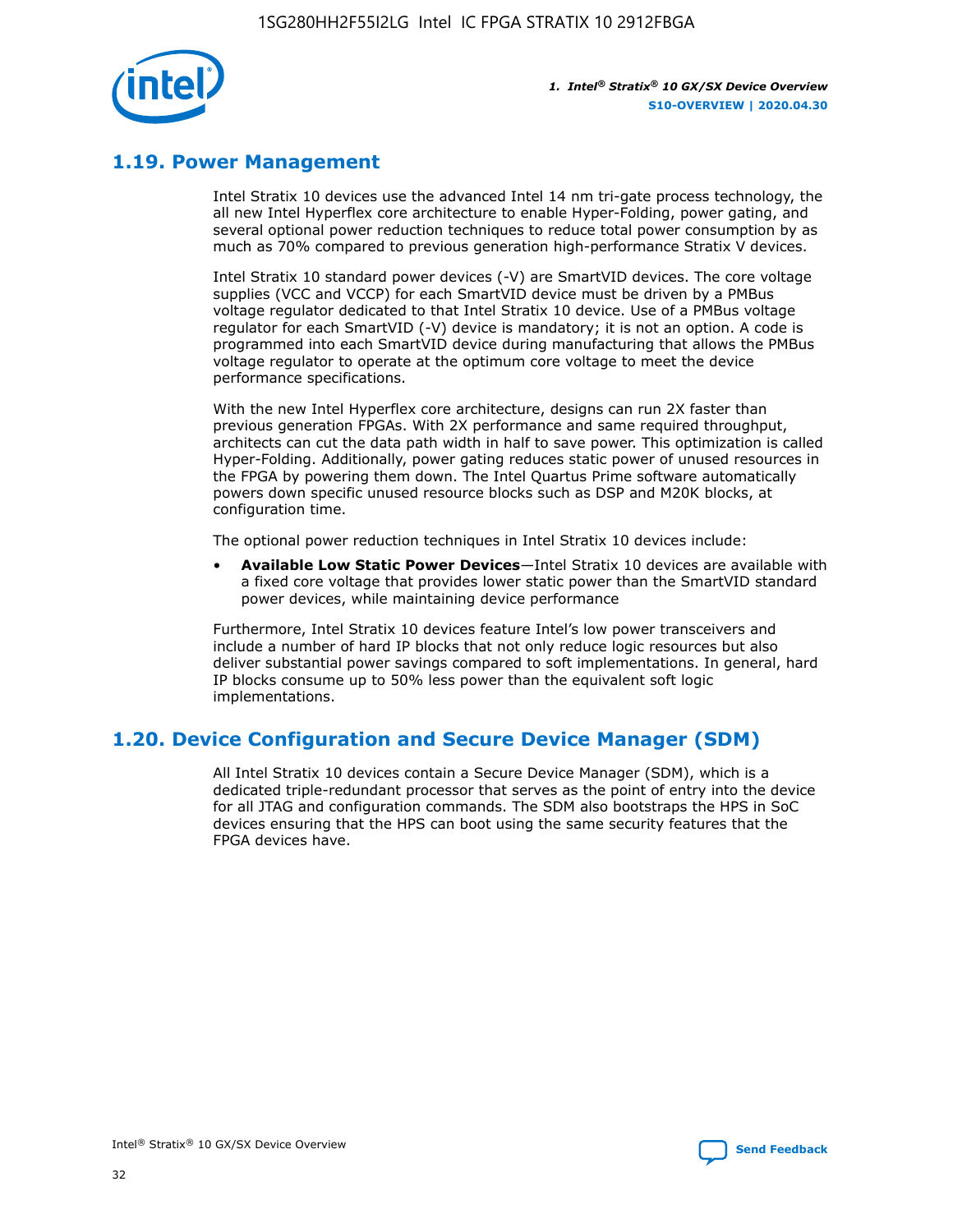## 1.19. Power Management

Intel Stratix 10 devices use the advanced Intel 14 nm tri-gate process technology, the all new Intel Hyperflex core architecture to enable Hyper-Folding, power gating, and several optional power reduction techniques to reduce total power consumption by as much as 70% compared to previous generation high-performance Stratix V devices.

Intel Stratix 10 standard power devices (-V) are SmartVID devices. The core voltage supplies (VCC and VCCP) for each SmartVID device must be driven by a PMBus voltage regulator dedicated to that Intel Stratix 10 device. Use of a PMBus voltage regulator for each SmartVID (-V) device is mandatory; it is not an option. A code is programmed into each SmartVID device during manufacturing that allows the PMBus voltage regulator to operate at the optimum core voltage to meet the device performance specifications.

With the new Intel Hyperflex core architecture, designs can run 2X faster than previous generation FPGAs. With 2X performance and same required throughput, architects can cut the data path width in half to save power. This optimization is called Hyper-Folding. Additionally, power gating reduces static power of unused resources in the FPGA by powering them down. The Intel Quartus Prime software automatically powers down specific unused resource blocks such as DSP and M20K blocks, at configuration time.

The optional power reduction techniques in Intel Stratix 10 devices include:

- **Available Low Static Power Devices**—Intel Stratix 10 devices are available with a fixed core voltage that provides lower static power than the SmartVID standard power devices, while maintaining device performance

Furthermore, Intel Stratix 10 devices feature Intel's low power transceivers and include a number of hard IP blocks that not only reduce logic resources but also deliver substantial power savings compared to soft implementations. In general, hard IP blocks consume up to 50% less power than the equivalent soft logic implementations.

## 1.20. Device Configuration and Secure Device Manager (SDM)

All Intel Stratix 10 devices contain a Secure Device Manager (SDM), which is a dedicated triple-redundant processor that serves as the point of entry into the device for all JTAG and configuration commands. The SDM also bootstraps the HPS in SoC devices ensuring that the HPS can boot using the same security features that the FPGA devices have.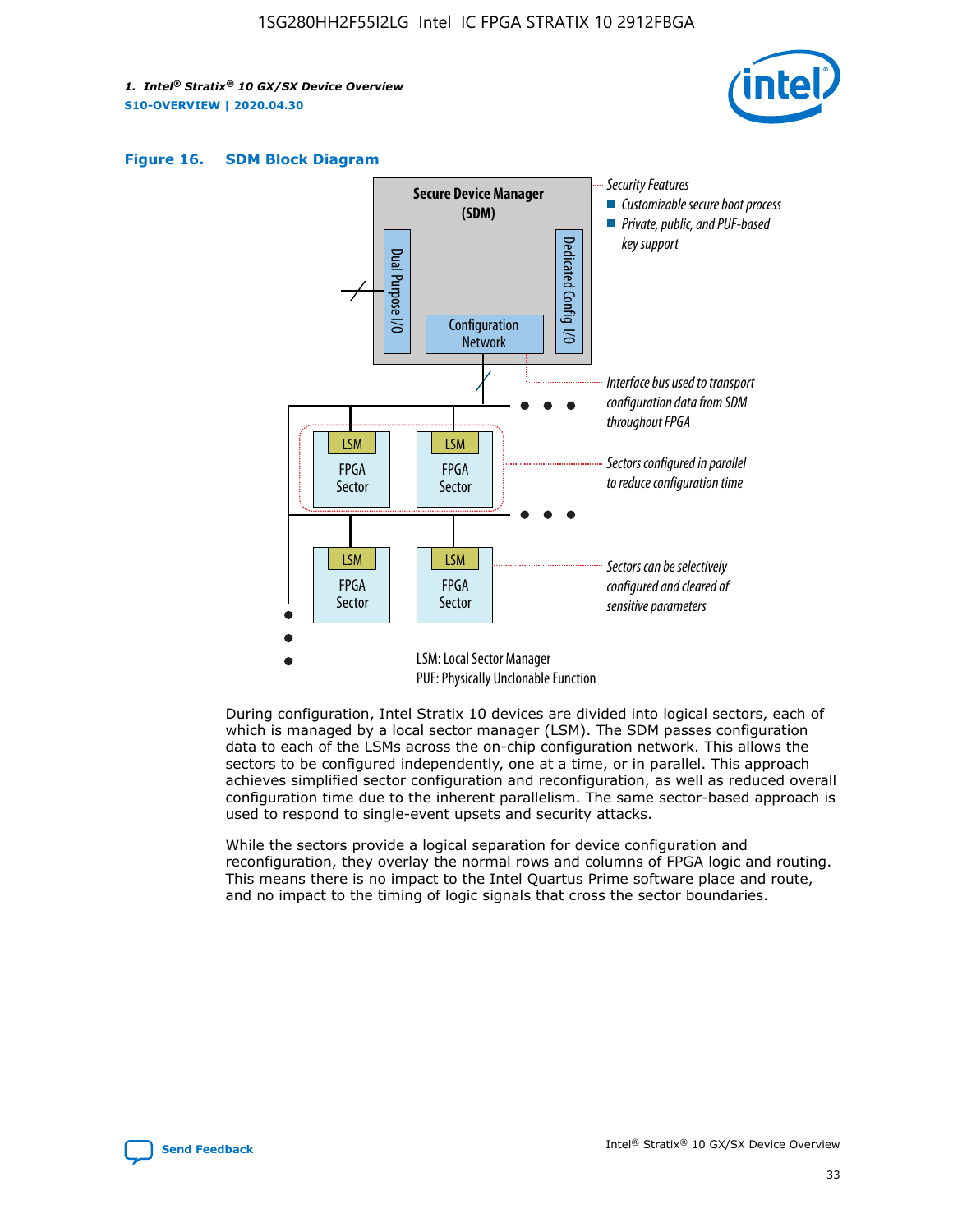**Figure 16. SDM Block Diagram**

Secure Device Manager (SDM)

Dual Purpose I/O

Configuration Network

Dedicated Config I/O

Security Features
- Customizable secure boot process
- Private, public, and PUF-based key support

Interface bus used to transport configuration data from SDM throughout FPGA

LSM FPGA Sector

Sectors configured in parallel to reduce configuration time

Sectors can be selectively configured and cleared of sensitive parameters

LSM: Local Sector Manager
PUF: Physically Unclonable Function

During configuration, Intel Stratix 10 devices are divided into logical sectors, each of which is managed by a local sector manager (LSM). The SDM passes configuration data to each of the LSMs across the on-chip configuration network. This allows the sectors to be configured independently, one at a time, or in parallel. This approach achieves simplified sector configuration and reconfiguration, as well as reduced overall configuration time due to the inherent parallelism. The same sector-based approach is used to respond to single-event upsets and security attacks.

While the sectors provide a logical separation for device configuration and reconfiguration, they overlay the normal rows and columns of FPGA logic and routing. This means there is no impact to the Intel Quartus Prime software place and route, and no impact to the timing of logic signals that cross the sector boundaries.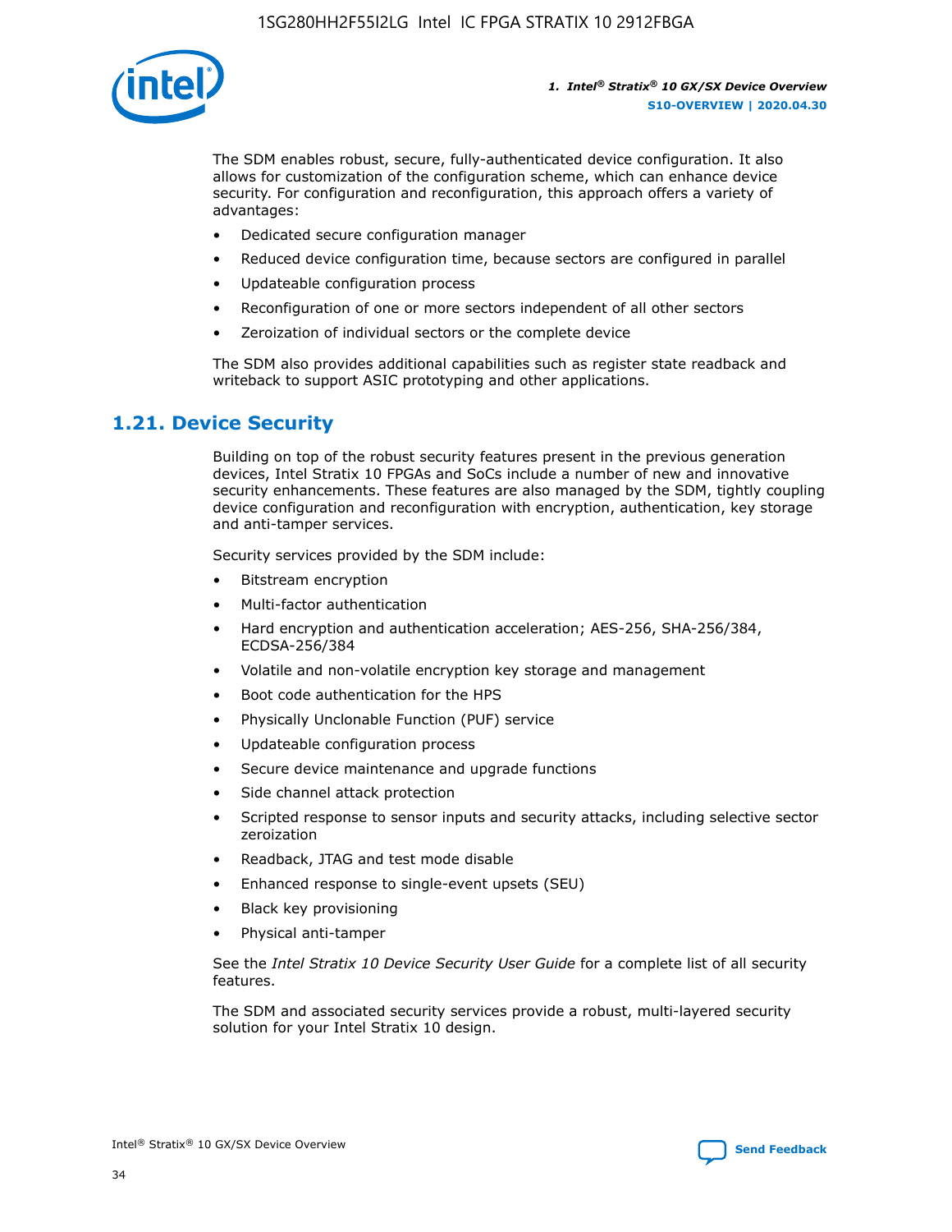The SDM enables robust, secure, fully-authenticated device configuration. It also allows for customization of the configuration scheme, which can enhance device security. For configuration and reconfiguration, this approach offers a variety of advantages:

- Dedicated secure configuration manager
- Reduced device configuration time, because sectors are configured in parallel
- Updateable configuration process
- Reconfiguration of one or more sectors independent of all other sectors
- Zeroization of individual sectors or the complete device

The SDM also provides additional capabilities such as register state readback and writeback to support ASIC prototyping and other applications.

## 1.21. Device Security

Building on top of the robust security features present in the previous generation devices, Intel Stratix 10 FPGAs and SoCs include a number of new and innovative security enhancements. These features are also managed by the SDM, tightly coupling device configuration and reconfiguration with encryption, authentication, key storage and anti-tamper services.

Security services provided by the SDM include:

- Bitstream encryption
- Multi-factor authentication
- Hard encryption and authentication acceleration; AES-256, SHA-256/384, ECDSA-256/384
- Volatile and non-volatile encryption key storage and management
- Boot code authentication for the HPS
- Physically Unclonable Function (PUF) service
- Updateable configuration process
- Secure device maintenance and upgrade functions
- Side channel attack protection
- Scripted response to sensor inputs and security attacks, including selective sector zeroization
- Readback, JTAG and test mode disable
- Enhanced response to single-event upsets (SEU)
- Black key provisioning
- Physical anti-tamper

See the *Intel Stratix 10 Device Security User Guide* for a complete list of all security features.

The SDM and associated security services provide a robust, multi-layered security solution for your Intel Stratix 10 design.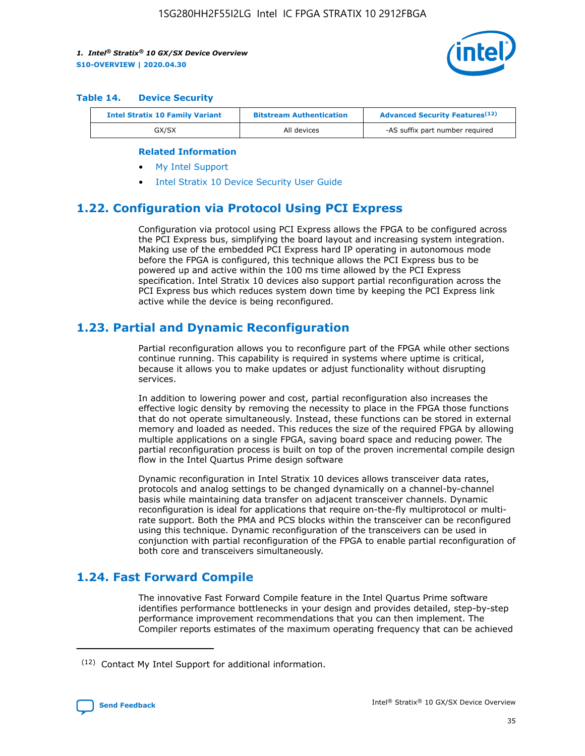**Table 14. Device Security**

| Intel Stratix 10 Family Variant | Bitstream Authentication | Advanced Security Features[(12)] |
|---|---|---|
| GX/SX | All devices | -AS suffix part number required |

**Related Information**

- My Intel Support
- Intel Stratix 10 Device Security User Guide

## 1.22. Configuration via Protocol Using PCI Express

Configuration via protocol using PCI Express allows the FPGA to be configured across the PCI Express bus, simplifying the board layout and increasing system integration. Making use of the embedded PCI Express hard IP operating in autonomous mode before the FPGA is configured, this technique allows the PCI Express bus to be powered up and active within the 100 ms time allowed by the PCI Express specification. Intel Stratix 10 devices also support partial reconfiguration across the PCI Express bus which reduces system down time by keeping the PCI Express link active while the device is being reconfigured.

## 1.23. Partial and Dynamic Reconfiguration

Partial reconfiguration allows you to reconfigure part of the FPGA while other sections continue running. This capability is required in systems where uptime is critical, because it allows you to make updates or adjust functionality without disrupting services.

In addition to lowering power and cost, partial reconfiguration also increases the effective logic density by removing the necessity to place in the FPGA those functions that do not operate simultaneously. Instead, these functions can be stored in external memory and loaded as needed. This reduces the size of the required FPGA by allowing multiple applications on a single FPGA, saving board space and reducing power. The partial reconfiguration process is built on top of the proven incremental compile design flow in the Intel Quartus Prime design software

Dynamic reconfiguration in Intel Stratix 10 devices allows transceiver data rates, protocols and analog settings to be changed dynamically on a channel-by-channel basis while maintaining data transfer on adjacent transceiver channels. Dynamic reconfiguration is ideal for applications that require on-the-fly multiprotocol or multi-rate support. Both the PMA and PCS blocks within the transceiver can be reconfigured using this technique. Dynamic reconfiguration of the transceivers can be used in conjunction with partial reconfiguration of the FPGA to enable partial reconfiguration of both core and transceivers simultaneously.

## 1.24. Fast Forward Compile

The innovative Fast Forward Compile feature in the Intel Quartus Prime software identifies performance bottlenecks in your design and provides detailed, step-by-step performance improvement recommendations that you can then implement. The Compiler reports estimates of the maximum operating frequency that can be achieved

(12) Contact My Intel Support for additional information.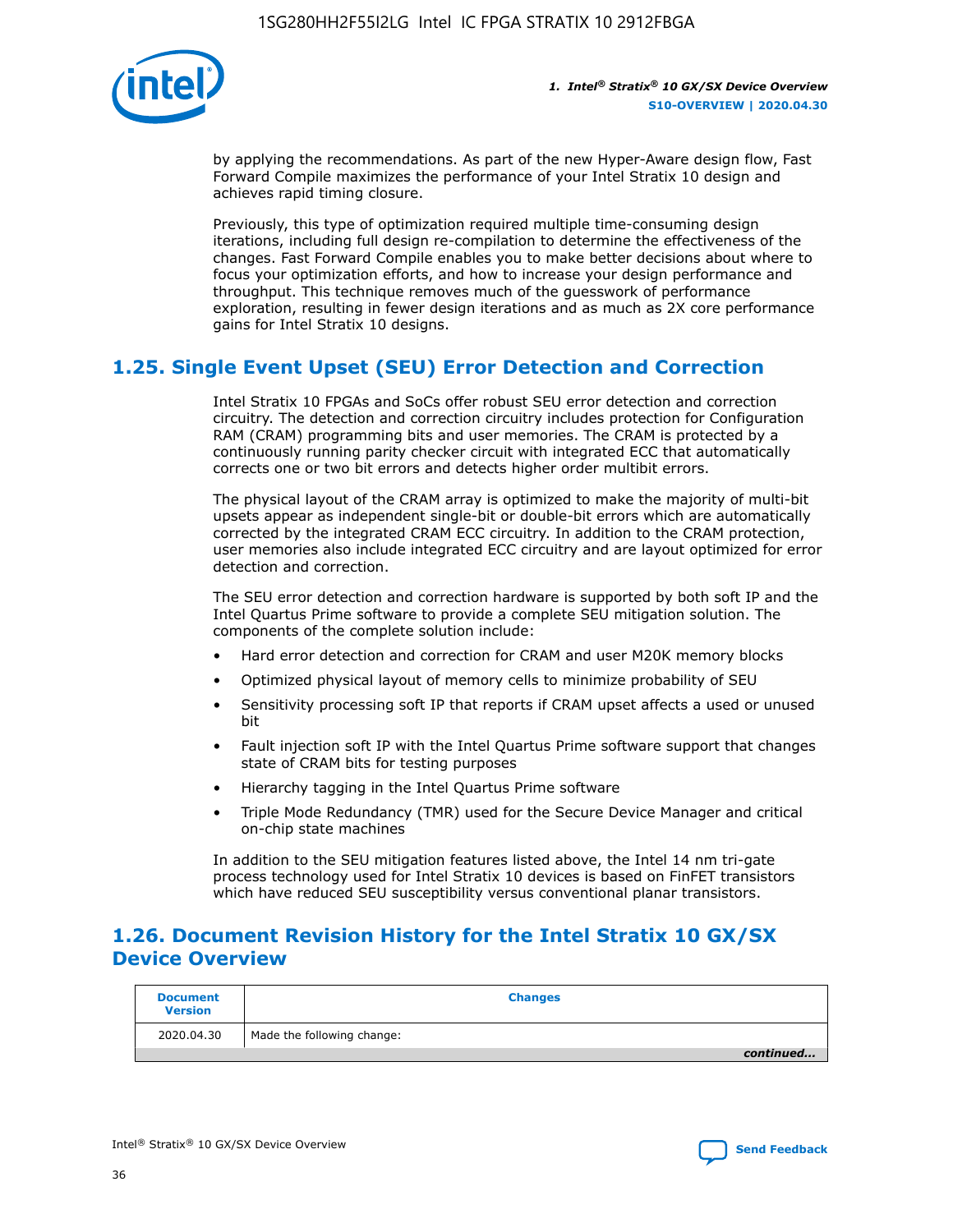by applying the recommendations. As part of the new Hyper-Aware design flow, Fast Forward Compile maximizes the performance of your Intel Stratix 10 design and achieves rapid timing closure.

Previously, this type of optimization required multiple time-consuming design iterations, including full design re-compilation to determine the effectiveness of the changes. Fast Forward Compile enables you to make better decisions about where to focus your optimization efforts, and how to increase your design performance and throughput. This technique removes much of the guesswork of performance exploration, resulting in fewer design iterations and as much as 2X core performance gains for Intel Stratix 10 designs.

## 1.25. Single Event Upset (SEU) Error Detection and Correction

Intel Stratix 10 FPGAs and SoCs offer robust SEU error detection and correction circuitry. The detection and correction circuitry includes protection for Configuration RAM (CRAM) programming bits and user memories. The CRAM is protected by a continuously running parity checker circuit with integrated ECC that automatically corrects one or two bit errors and detects higher order multibit errors.

The physical layout of the CRAM array is optimized to make the majority of multi-bit upsets appear as independent single-bit or double-bit errors which are automatically corrected by the integrated CRAM ECC circuitry. In addition to the CRAM protection, user memories also include integrated ECC circuitry and are layout optimized for error detection and correction.

The SEU error detection and correction hardware is supported by both soft IP and the Intel Quartus Prime software to provide a complete SEU mitigation solution. The components of the complete solution include:

- Hard error detection and correction for CRAM and user M20K memory blocks
- Optimized physical layout of memory cells to minimize probability of SEU
- Sensitivity processing soft IP that reports if CRAM upset affects a used or unused bit
- Fault injection soft IP with the Intel Quartus Prime software support that changes state of CRAM bits for testing purposes
- Hierarchy tagging in the Intel Quartus Prime software
- Triple Mode Redundancy (TMR) used for the Secure Device Manager and critical on-chip state machines

In addition to the SEU mitigation features listed above, the Intel 14 nm tri-gate process technology used for Intel Stratix 10 devices is based on FinFET transistors which have reduced SEU susceptibility versus conventional planar transistors.

## 1.26. Document Revision History for the Intel Stratix 10 GX/SX Device Overview

| Document Version | Changes |
| --- | --- |
| 2020.04.30 | Made the following change: |

*continued...*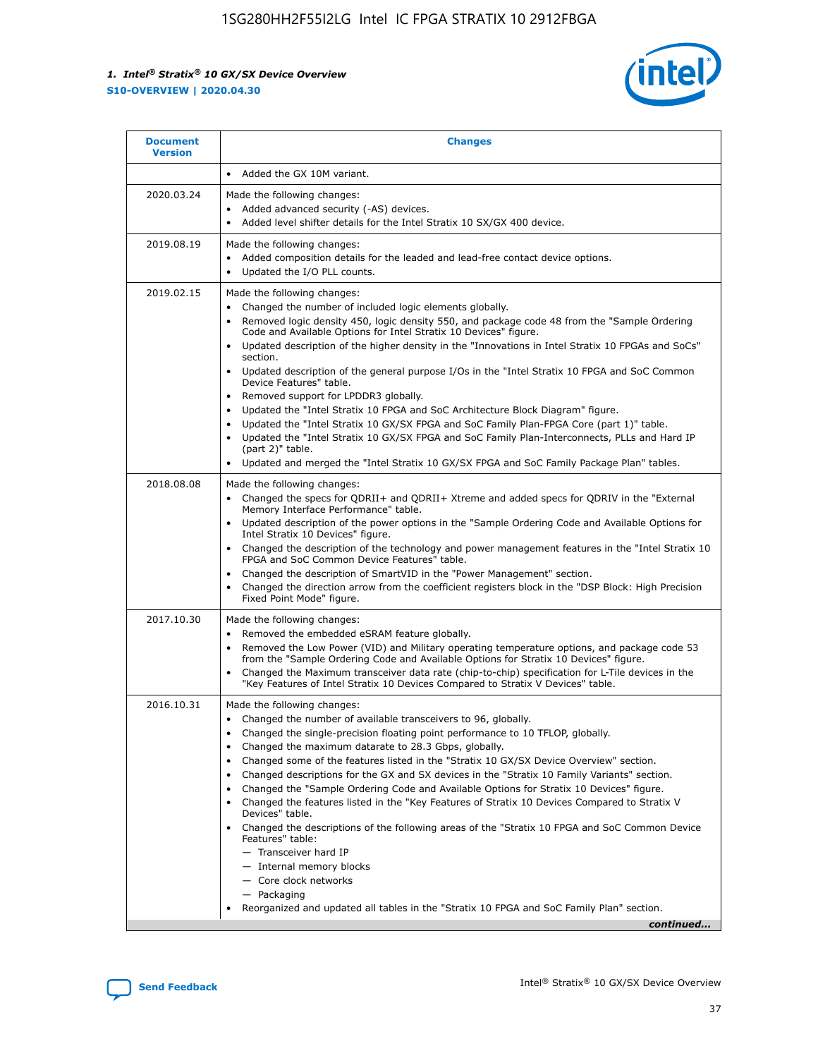| Document Version | Changes |
| --- | --- |
| | • Added the GX 10M variant. |
| 2020.03.24 | Made the following changes:<br>• Added advanced security (-AS) devices.<br>• Added level shifter details for the Intel Stratix 10 SX/GX 400 device. |
| 2019.08.19 | Made the following changes:<br>• Added composition details for the leaded and lead-free contact device options.<br>• Updated the I/O PLL counts. |
| 2019.02.15 | Made the following changes:<br>• Changed the number of included logic elements globally.<br>• Removed logic density 450, logic density 550, and package code 48 from the "Sample Ordering Code and Available Options for Intel Stratix 10 Devices" figure.<br>• Updated description of the higher density in the "Innovations in Intel Stratix 10 FPGAs and SoCs" section.<br>• Updated description of the general purpose I/Os in the "Intel Stratix 10 FPGA and SoC Common Device Features" table.<br>• Removed support for LPDDR3 globally.<br>• Updated the "Intel Stratix 10 FPGA and SoC Architecture Block Diagram" figure.<br>• Updated the "Intel Stratix 10 GX/SX FPGA and SoC Family Plan-FPGA Core (part 1)" table.<br>• Updated the "Intel Stratix 10 GX/SX FPGA and SoC Family Plan-Interconnects, PLLs and Hard IP (part 2)" table.<br>• Updated and merged the "Intel Stratix 10 GX/SX FPGA and SoC Family Package Plan" tables. |
| 2018.08.08 | Made the following changes:<br>• Changed the specs for QDRII+ and QDRII+ Xtreme and added specs for QDRIV in the "External Memory Interface Performance" table.<br>• Updated description of the power options in the "Sample Ordering Code and Available Options for Intel Stratix 10 Devices" figure.<br>• Changed the description of the technology and power management features in the "Intel Stratix 10 FPGA and SoC Common Device Features" table.<br>• Changed the description of SmartVID in the "Power Management" section.<br>• Changed the direction arrow from the coefficient registers block in the "DSP Block: High Precision Fixed Point Mode" figure. |
| 2017.10.30 | Made the following changes:<br>• Removed the embedded eSRAM feature globally.<br>• Removed the Low Power (VID) and Military operating temperature options, and package code 53 from the "Sample Ordering Code and Available Options for Stratix 10 Devices" figure.<br>• Changed the Maximum transceiver data rate (chip-to-chip) specification for L-Tile devices in the "Key Features of Intel Stratix 10 Devices Compared to Stratix V Devices" table. |
| 2016.10.31 | Made the following changes:<br>• Changed the number of available transceivers to 96, globally.<br>• Changed the single-precision floating point performance to 10 TFLOP, globally.<br>• Changed the maximum datarate to 28.3 Gbps, globally.<br>• Changed some of the features listed in the "Stratix 10 GX/SX Device Overview" section.<br>• Changed descriptions for the GX and SX devices in the "Stratix 10 Family Variants" section.<br>• Changed the "Sample Ordering Code and Available Options for Stratix 10 Devices" figure.<br>• Changed the features listed in the "Key Features of Stratix 10 Devices Compared to Stratix V Devices" table.<br>• Changed the descriptions of the following areas of the "Stratix 10 FPGA and SoC Common Device Features" table:<br>— Transceiver hard IP<br>— Internal memory blocks<br>— Core clock networks<br>— Packaging<br>• Reorganized and updated all tables in the "Stratix 10 FPGA and SoC Family Plan" section. |

*continued...*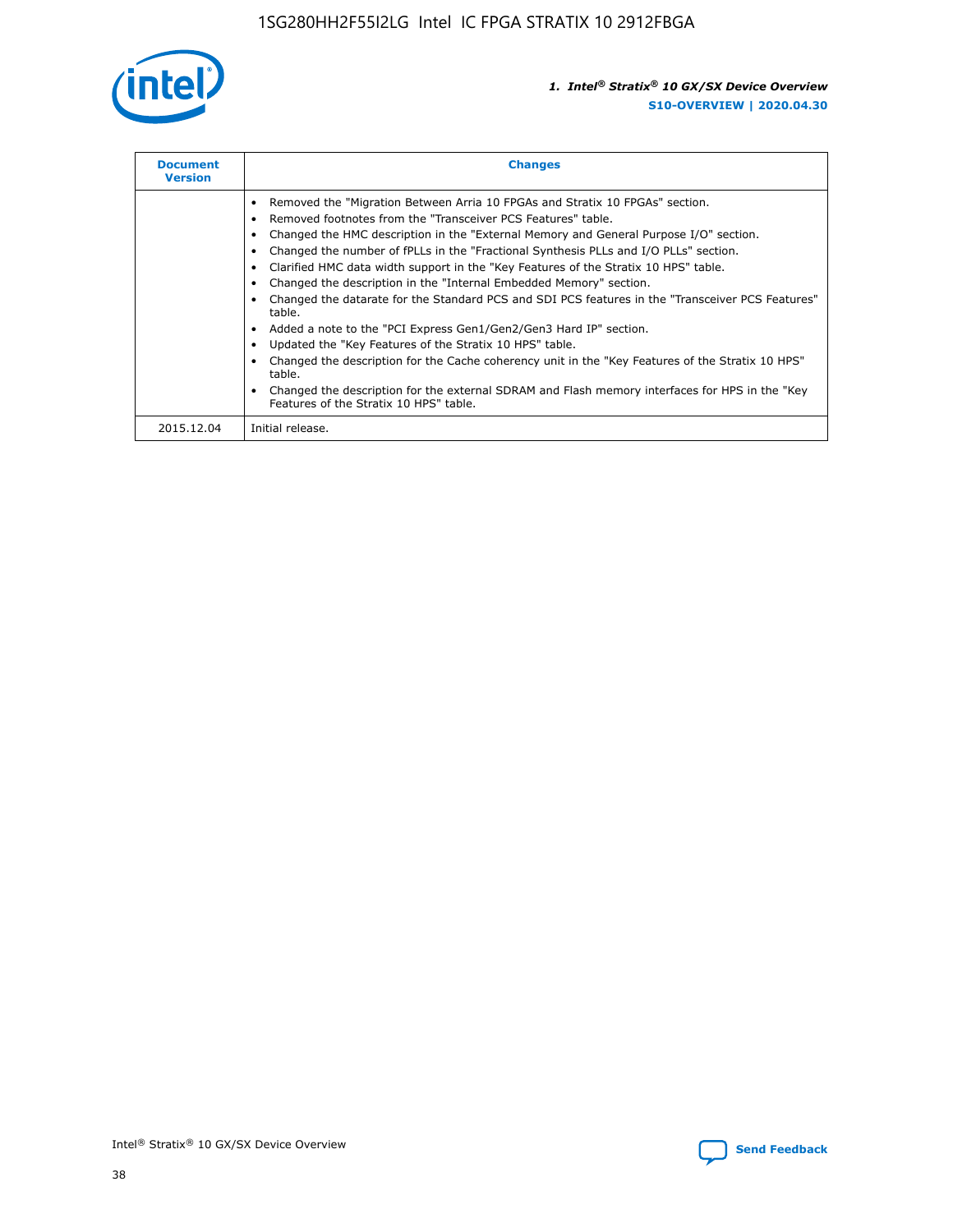| Document Version | Changes |
| --- | --- |
| | • Removed the "Migration Between Arria 10 FPGAs and Stratix 10 FPGAs" section.<br>• Removed footnotes from the "Transceiver PCS Features" table.<br>• Changed the HMC description in the "External Memory and General Purpose I/O" section.<br>• Changed the number of fPLLs in the "Fractional Synthesis PLLs and I/O PLLs" section.<br>• Clarified HMC data width support in the "Key Features of the Stratix 10 HPS" table.<br>• Changed the description in the "Internal Embedded Memory" section.<br>• Changed the datarate for the Standard PCS and SDI PCS features in the "Transceiver PCS Features" table.<br>• Added a note to the "PCI Express Gen1/Gen2/Gen3 Hard IP" section.<br>• Updated the "Key Features of the Stratix 10 HPS" table.<br>• Changed the description for the Cache coherency unit in the "Key Features of the Stratix 10 HPS" table.<br>• Changed the description for the external SDRAM and Flash memory interfaces for HPS in the "Key Features of the Stratix 10 HPS" table. |
| 2015.12.04 | Initial release. |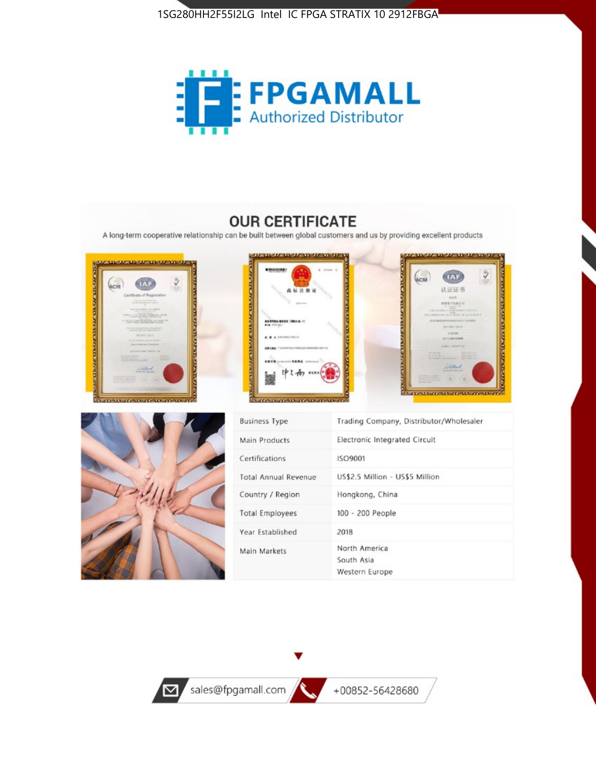FPGAMALL

Authorized Distributor

## OUR CERTIFICATE

A long-term cooperative relationship can be built between global customers and us by providing excellent products

| | |
|---|---|
| Business Type | Trading Company, Distributor/Wholesaler |
| Main Products | Electronic Integrated Circuit |
| Certifications | ISO9001 |
| Total Annual Revenue | US$2.5 Million - US$5 Million |
| Country / Region | Hongkong, China |
| Total Employees | 100 - 200 People |
| Year Established | 2018 |
| Main Markets | North America<br>South Asia<br>Western Europe |

sales@fpgamall.com

+00852-56428680